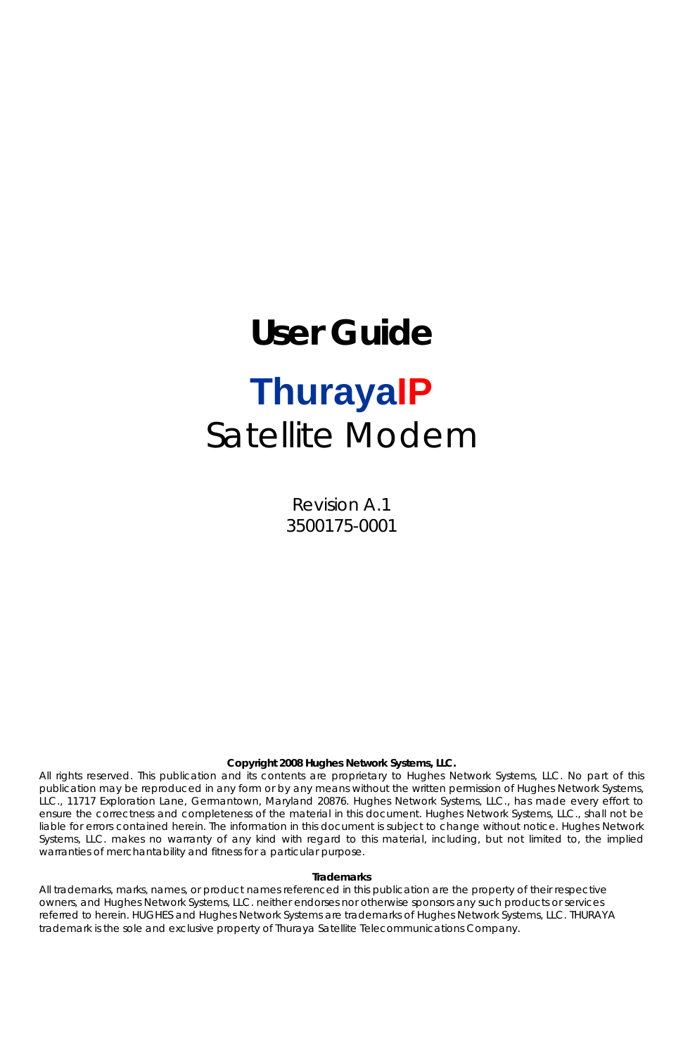# User Guide

# ThurayaIP

## Satellite Modem

Revision A.1
3500175-0001

**Copyright 2008 Hughes Network Systems, LLC.**

All rights reserved. This publication and its contents are proprietary to Hughes Network Systems, LLC. No part of this publication may be reproduced in any form or by any means without the written permission of Hughes Network Systems, LLC., 11717 Exploration Lane, Germantown, Maryland 20876. Hughes Network Systems, LLC., has made every effort to ensure the correctness and completeness of the material in this document. Hughes Network Systems, LLC., shall not be liable for errors contained herein. The information in this document is subject to change without notice. Hughes Network Systems, LLC. makes no warranty of any kind with regard to this material, including, but not limited to, the implied warranties of merchantability and fitness for a particular purpose.

**Trademarks**

All trademarks, marks, names, or product names referenced in this publication are the property of their respective owners, and Hughes Network Systems, LLC. neither endorses nor otherwise sponsors any such products or services referred to herein. HUGHES and Hughes Network Systems are trademarks of Hughes Network Systems, LLC. THURAYA trademark is the sole and exclusive property of Thuraya Satellite Telecommunications Company.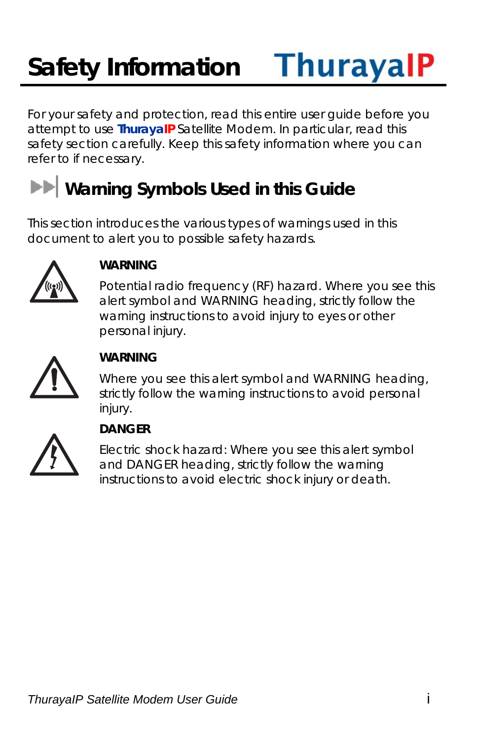# Safety Information

For your safety and protection, read this entire user guide before you attempt to use ThurayaIP Satellite Modem. In particular, read this safety section carefully. Keep this safety information where you can refer to if necessary.

## Warning Symbols Used in this Guide

This section introduces the various types of warnings used in this document to alert you to possible safety hazards.

**WARNING**

Potential radio frequency (RF) hazard. Where you see this alert symbol and WARNING heading, strictly follow the warning instructions to avoid injury to eyes or other personal injury.

**WARNING**

Where you see this alert symbol and WARNING heading, strictly follow the warning instructions to avoid personal injury.

**DANGER**

Electric shock hazard: Where you see this alert symbol and DANGER heading, strictly follow the warning instructions to avoid electric shock injury or death.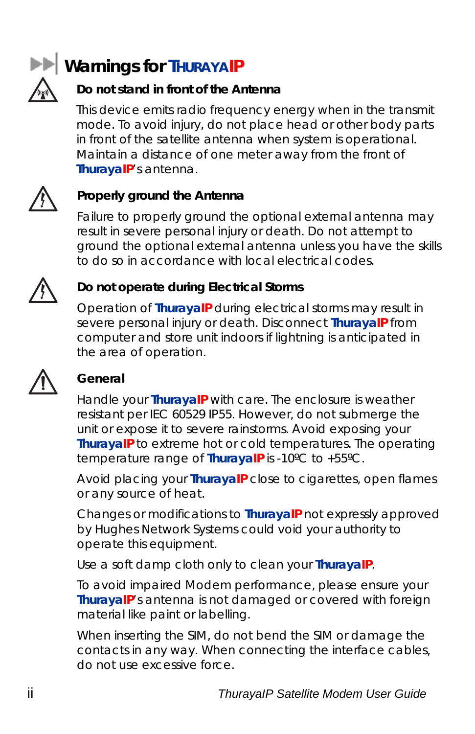# Warnings for ThurayaIP

### Do not stand in front of the Antenna

This device emits radio frequency energy when in the transmit mode. To avoid injury, do not place head or other body parts in front of the satellite antenna when system is operational. Maintain a distance of one meter away from the front of **ThurayaIP**'s antenna.

### Properly ground the Antenna

Failure to properly ground the optional external antenna may result in severe personal injury or death. Do not attempt to ground the optional external antenna unless you have the skills to do so in accordance with local electrical codes.

### Do not operate during Electrical Storms

Operation of **ThurayaIP** during electrical storms may result in severe personal injury or death. Disconnect **ThurayaIP** from computer and store unit indoors if lightning is anticipated in the area of operation.

### General

Handle your **ThurayaIP** with care. The enclosure is weather resistant per IEC 60529 IP55. However, do not submerge the unit or expose it to severe rainstorms. Avoid exposing your **ThurayaIP** to extreme hot or cold temperatures. The operating temperature range of **ThurayaIP** is -10ºC to +55ºC.

Avoid placing your **ThurayaIP** close to cigarettes, open flames or any source of heat.

Changes or modifications to **ThurayaIP** not expressly approved by Hughes Network Systems could void your authority to operate this equipment.

Use a soft damp cloth only to clean your **ThurayaIP**.

To avoid impaired Modem performance, please ensure your **ThurayaIP**'s antenna is not damaged or covered with foreign material like paint or labelling.

When inserting the SIM, do not bend the SIM or damage the contacts in any way. When connecting the interface cables, do not use excessive force.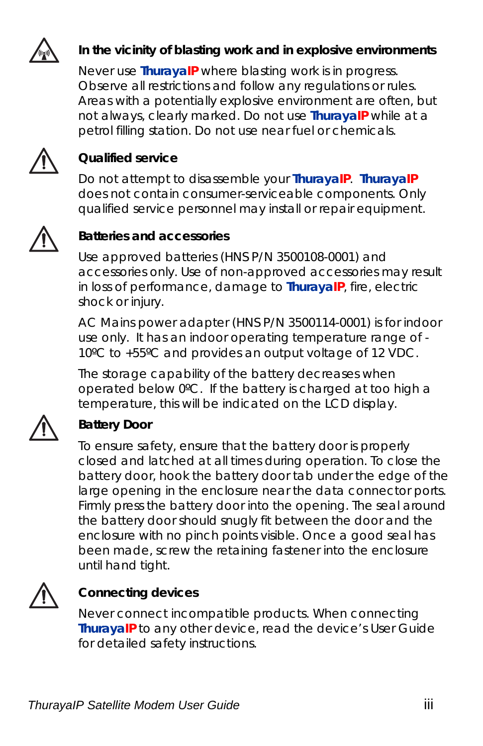### In the vicinity of blasting work and in explosive environments

Never use **ThurayaIP** where blasting work is in progress. Observe all restrictions and follow any regulations or rules. Areas with a potentially explosive environment are often, but not always, clearly marked. Do not use **ThurayaIP** while at a petrol filling station. Do not use near fuel or chemicals.

### Qualified service

Do not attempt to disassemble your **ThurayaIP**. **ThurayaIP** does not contain consumer-serviceable components. Only qualified service personnel may install or repair equipment.

### Batteries and accessories

Use approved batteries (HNS P/N 3500108-0001) and accessories only. Use of non-approved accessories may result in loss of performance, damage to **ThurayaIP**, fire, electric shock or injury.

AC Mains power adapter (HNS P/N 3500114-0001) is for indoor use only. It has an indoor operating temperature range of -10ºC to +55ºC and provides an output voltage of 12 VDC.

The storage capability of the battery decreases when operated below 0ºC. If the battery is charged at too high a temperature, this will be indicated on the LCD display.

### Battery Door

To ensure safety, ensure that the battery door is properly closed and latched at all times during operation. To close the battery door, hook the battery door tab under the edge of the large opening in the enclosure near the data connector ports. Firmly press the battery door into the opening. The seal around the battery door should snugly fit between the door and the enclosure with no pinch points visible. Once a good seal has been made, screw the retaining fastener into the enclosure until hand tight.

### Connecting devices

Never connect incompatible products. When connecting **ThurayaIP** to any other device, read the device's User Guide for detailed safety instructions.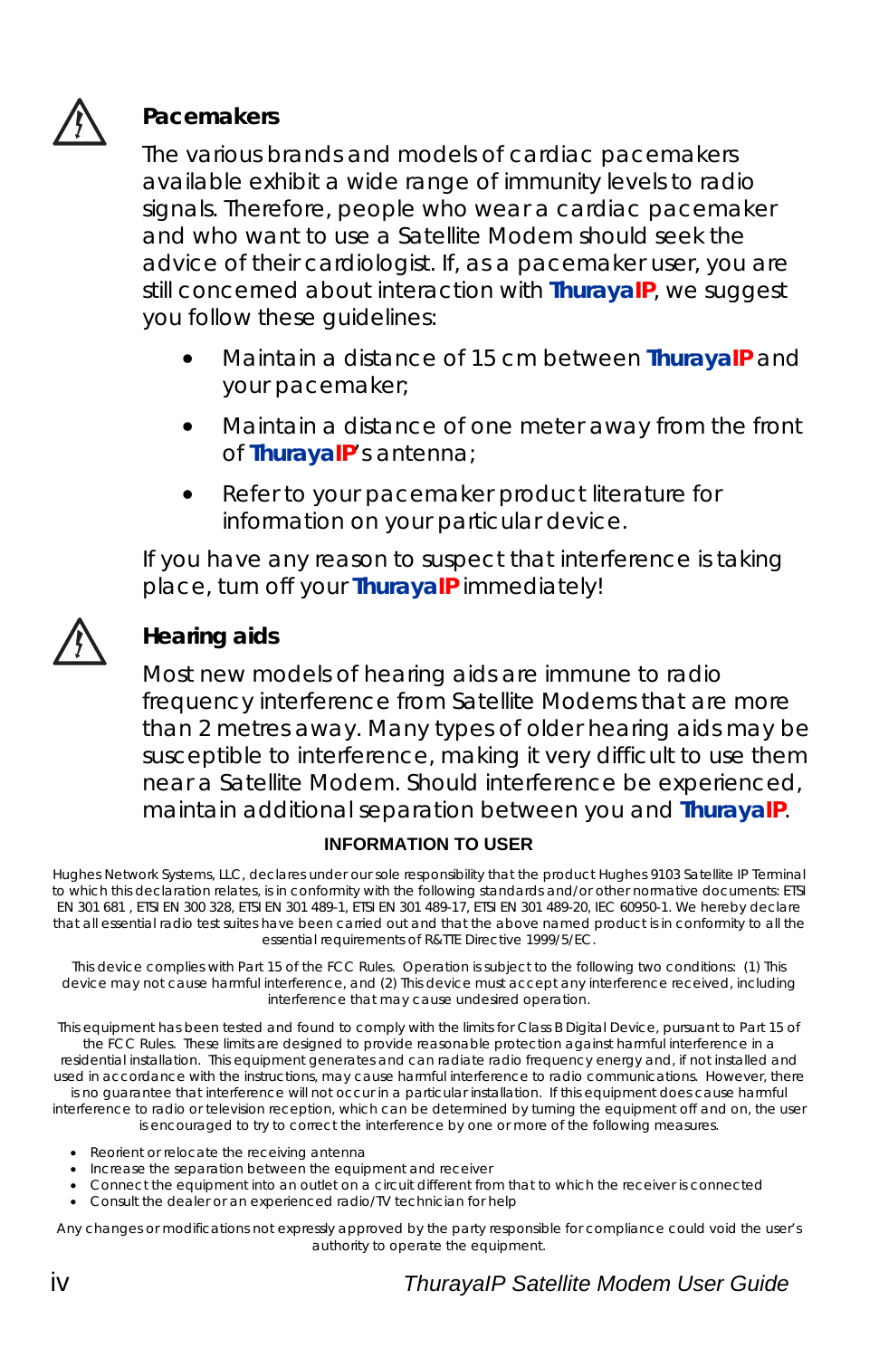### Pacemakers

The various brands and models of cardiac pacemakers available exhibit a wide range of immunity levels to radio signals. Therefore, people who wear a cardiac pacemaker and who want to use a Satellite Modem should seek the advice of their cardiologist. If, as a pacemaker user, you are still concerned about interaction with **ThurayaIP**, we suggest you follow these guidelines:

- Maintain a distance of 15 cm between **ThurayaIP** and your pacemaker;
- Maintain a distance of one meter away from the front of **ThurayaIP**'s antenna;
- Refer to your pacemaker product literature for information on your particular device.

If you have any reason to suspect that interference is taking place, turn off your **ThurayaIP** immediately!

### Hearing aids

Most new models of hearing aids are immune to radio frequency interference from Satellite Modems that are more than 2 metres away. Many types of older hearing aids may be susceptible to interference, making it very difficult to use them near a Satellite Modem. Should interference be experienced, maintain additional separation between you and **ThurayaIP**.

**INFORMATION TO USER**

Hughes Network Systems, LLC, declares under our sole responsibility that the product Hughes 9103 Satellite IP Terminal to which this declaration relates, is in conformity with the following standards and/or other normative documents: ETSI EN 301 681 , ETSI EN 300 328, ETSI EN 301 489-1, ETSI EN 301 489-17, ETSI EN 301 489-20, IEC 60950-1. We hereby declare that all essential radio test suites have been carried out and that the above named product is in conformity to all the essential requirements of R&TTE Directive 1999/5/EC.

This device complies with Part 15 of the FCC Rules. Operation is subject to the following two conditions: (1) This device may not cause harmful interference, and (2) This device must accept any interference received, including interference that may cause undesired operation.

This equipment has been tested and found to comply with the limits for Class B Digital Device, pursuant to Part 15 of the FCC Rules. These limits are designed to provide reasonable protection against harmful interference in a residential installation. This equipment generates and can radiate radio frequency energy and, if not installed and used in accordance with the instructions, may cause harmful interference to radio communications. However, there is no guarantee that interference will not occur in a particular installation. If this equipment does cause harmful interference to radio or television reception, which can be determined by turning the equipment off and on, the user is encouraged to try to correct the interference by one or more of the following measures.

- Reorient or relocate the receiving antenna
- Increase the separation between the equipment and receiver
- Connect the equipment into an outlet on a circuit different from that to which the receiver is connected
- Consult the dealer or an experienced radio/TV technician for help

Any changes or modifications not expressly approved by the party responsible for compliance could void the user's authority to operate the equipment.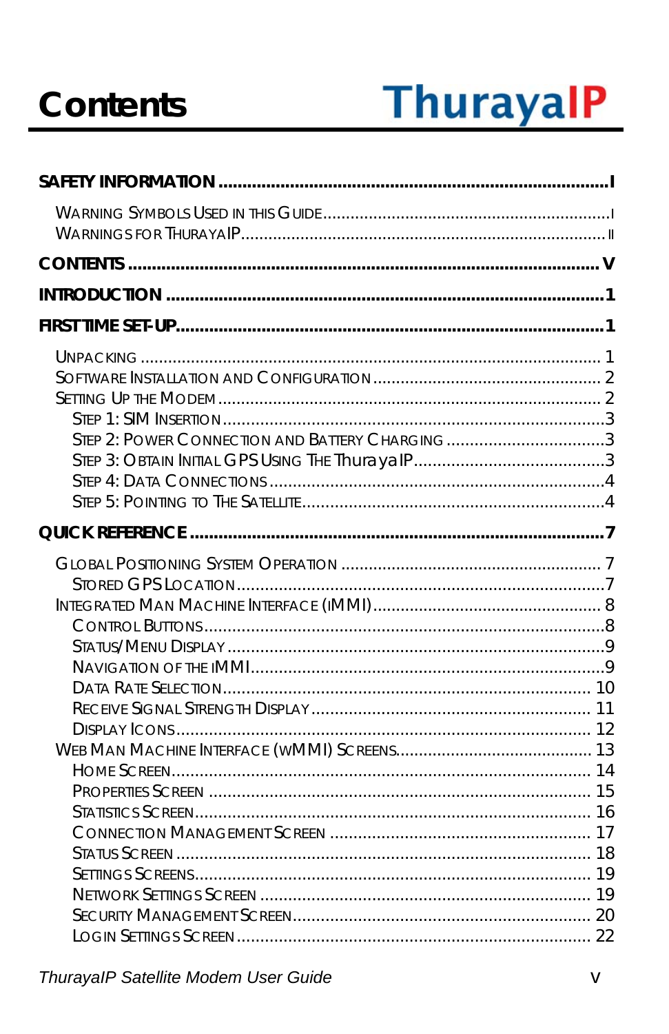# Contents

ThurayaIP

**SAFETY INFORMATION ................................................ I**

- Warning Symbols Used in this Guide ................................................ I
- Warnings for ThurayaIP ................................................ II

**CONTENTS ................................................ V**

**INTRODUCTION ................................................ 1**

**FIRST TIME SET-UP ................................................ 1**

- Unpacking ................................................ 1
- Software Installation and Configuration ................................................ 2
- Setting Up the Modem ................................................ 2
  - Step 1: SIM Insertion ................................................ 3
  - Step 2: Power Connection and Battery Charging ................................................ 3
  - Step 3: Obtain Initial GPS Using The ThurayaIP ................................................ 3
  - Step 4: Data Connections ................................................ 4
  - Step 5: Pointing to The Satellite ................................................ 4

**QUICK REFERENCE ................................................ 7**

- Global Positioning System Operation ................................................ 7
  - Stored GPS Location ................................................ 7
- Integrated Man Machine Interface (iMMI) ................................................ 8
  - Control Buttons ................................................ 8
  - Status/Menu Display ................................................ 9
  - Navigation of the iMMI ................................................ 9
  - Data Rate Selection ................................................ 10
  - Receive Signal Strength Display ................................................ 11
  - Display Icons ................................................ 12
- Web Man Machine Interface (wMMI) Screens ................................................ 13
  - Home Screen ................................................ 14
  - Properties Screen ................................................ 15
  - Statistics Screen ................................................ 16
  - Connection Management Screen ................................................ 17
  - Status Screen ................................................ 18
  - Settings Screens ................................................ 19
  - Network Settings Screen ................................................ 19
  - Security Management Screen ................................................ 20
  - Login Settings Screen ................................................ 22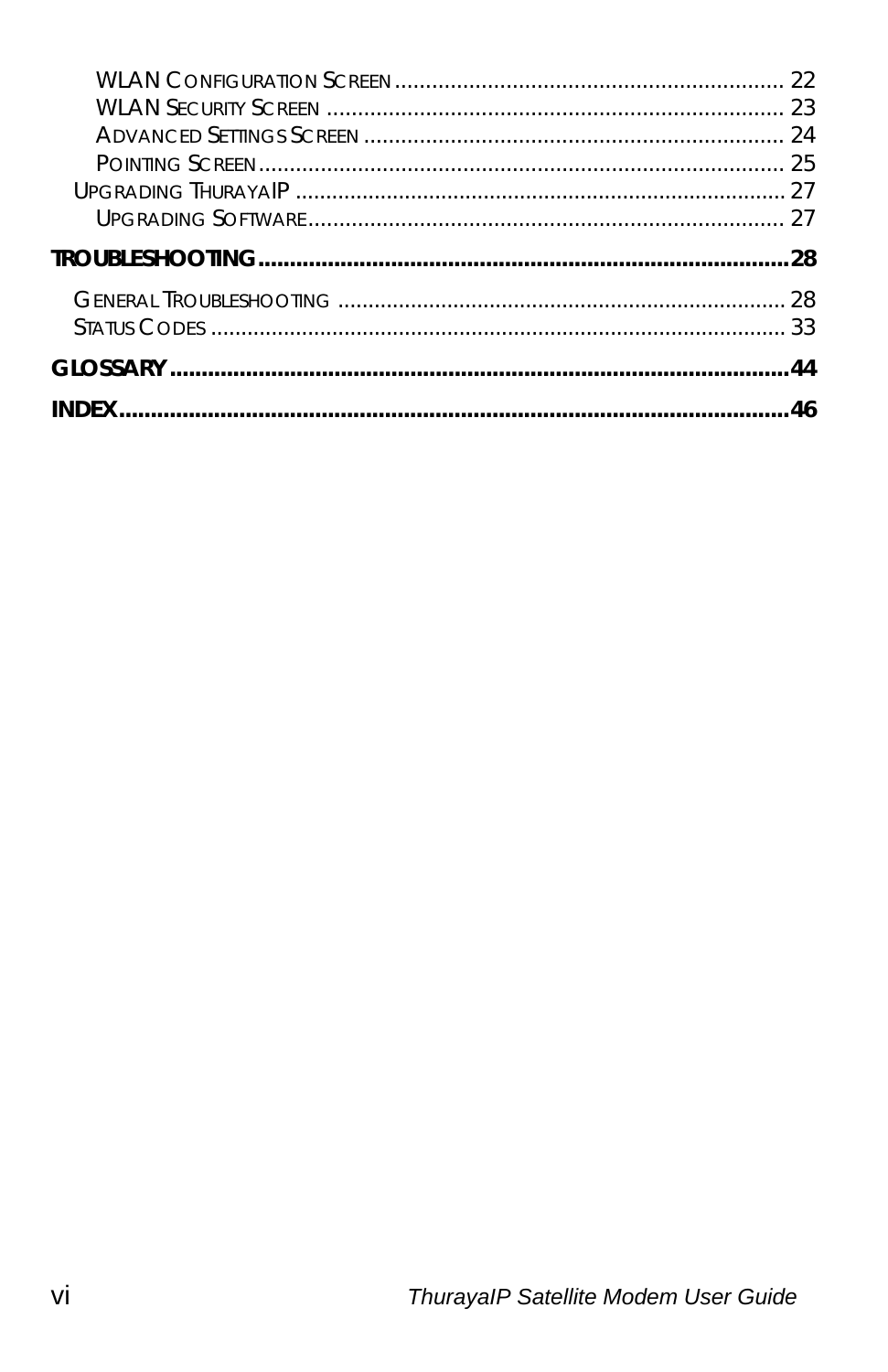WLAN Configuration Screen .............................................................. 22
WLAN Security Screen .......................................................................... 23
Advanced Settings Screen .................................................................... 24
Pointing Screen ..................................................................................... 25
Upgrading ThurayaIP ............................................................................... 27
Upgrading Software ............................................................................. 27

**TROUBLESHOOTING ....................................................................................28**

General Troubleshooting ......................................................................... 28
Status Codes ............................................................................................. 33

**GLOSSARY ..................................................................................................44**

**INDEX ..........................................................................................................46**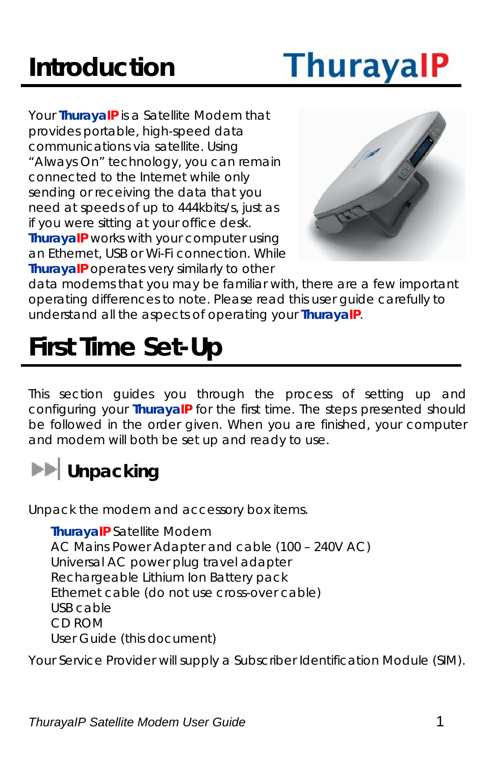# Introduction

Your **ThurayaIP** is a Satellite Modem that provides portable, high-speed data communications via satellite. Using "Always On" technology, you can remain connected to the Internet while only sending or receiving the data that you need at speeds of up to 444kbits/s, just as if you were sitting at your office desk. **ThurayaIP** works with your computer using an Ethernet, USB or Wi-Fi connection. While **ThurayaIP** operates very similarly to other data modems that you may be familiar with, there are a few important operating differences to note. Please read this user guide carefully to understand all the aspects of operating your **ThurayaIP**.

# First Time Set-Up

This section guides you through the process of setting up and configuring your **ThurayaIP** for the first time. The steps presented should be followed in the order given. When you are finished, your computer and modem will both be set up and ready to use.

## Unpacking

Unpack the modem and accessory box items.

- **ThurayaIP** Satellite Modem
- AC Mains Power Adapter and cable (100 – 240V AC)
- Universal AC power plug travel adapter
- Rechargeable Lithium Ion Battery pack
- Ethernet cable (do not use cross-over cable)
- USB cable
- CD ROM
- User Guide (this document)

Your Service Provider will supply a Subscriber Identification Module (SIM).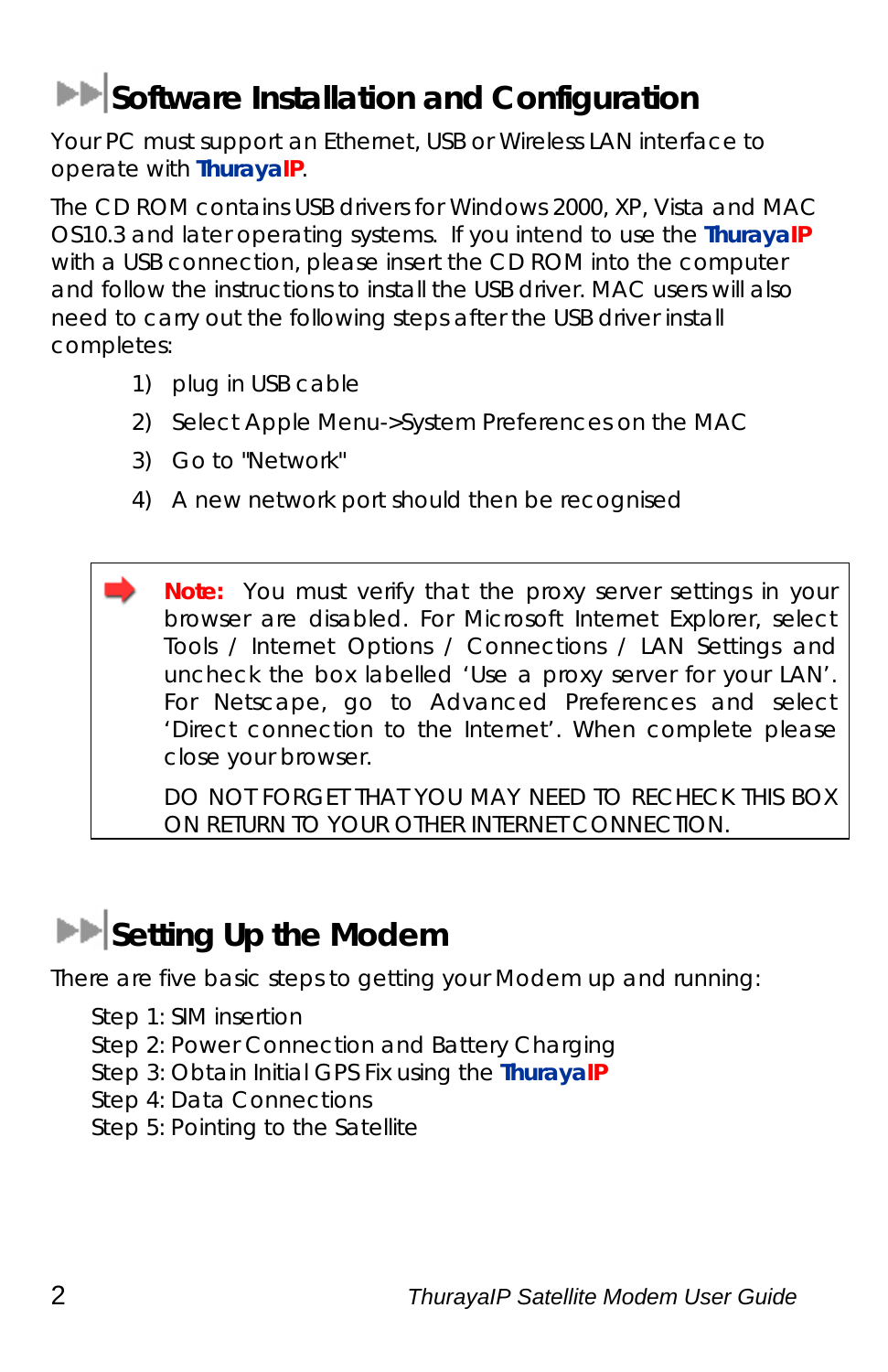## Software Installation and Configuration

Your PC must support an Ethernet, USB or Wireless LAN interface to operate with **ThurayaIP**.

The CD ROM contains USB drivers for Windows 2000, XP, Vista and MAC OS10.3 and later operating systems. If you intend to use the **ThurayaIP** with a USB connection, please insert the CD ROM into the computer and follow the instructions to install the USB driver. MAC users will also need to carry out the following steps after the USB driver install completes:

1) plug in USB cable
2) Select Apple Menu->System Preferences on the MAC
3) Go to "Network"
4) A new network port should then be recognised

> **Note:** You must verify that the proxy server settings in your browser are disabled. For Microsoft Internet Explorer, select Tools / Internet Options / Connections / LAN Settings and uncheck the box labelled 'Use a proxy server for your LAN'. For Netscape, go to Advanced Preferences and select 'Direct connection to the Internet'. When complete please close your browser.
>
> DO NOT FORGET THAT YOU MAY NEED TO RECHECK THIS BOX ON RETURN TO YOUR OTHER INTERNET CONNECTION.

## Setting Up the Modem

There are five basic steps to getting your Modem up and running:

Step 1: SIM insertion
Step 2: Power Connection and Battery Charging
Step 3: Obtain Initial GPS Fix using the **ThurayaIP**
Step 4: Data Connections
Step 5: Pointing to the Satellite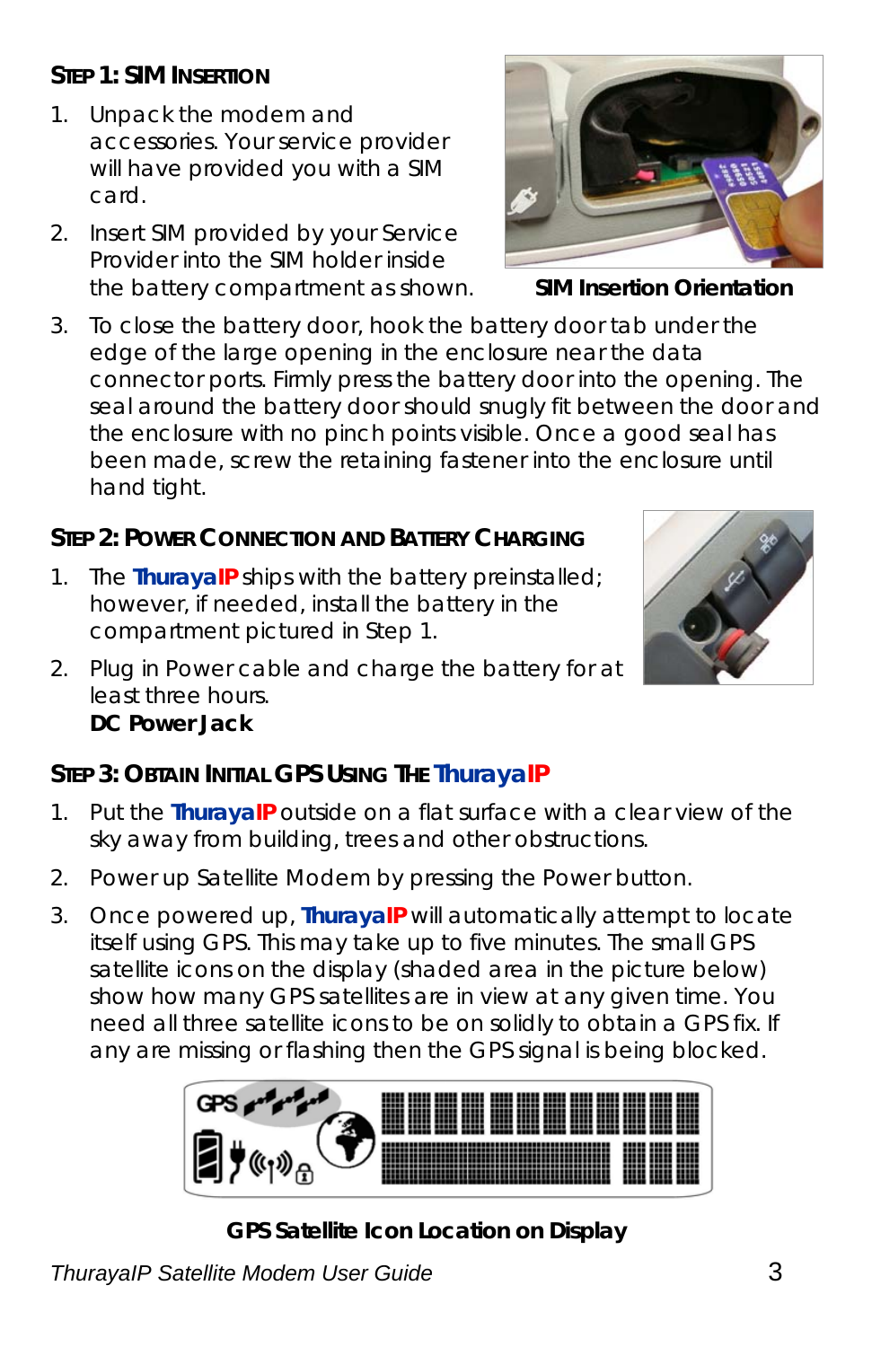### Step 1: SIM Insertion

1. Unpack the modem and accessories. Your service provider will have provided you with a SIM card.
2. Insert SIM provided by your Service Provider into the SIM holder inside the battery compartment as shown.

**SIM Insertion Orientation**

3. To close the battery door, hook the battery door tab under the edge of the large opening in the enclosure near the data connector ports. Firmly press the battery door into the opening. The seal around the battery door should snugly fit between the door and the enclosure with no pinch points visible. Once a good seal has been made, screw the retaining fastener into the enclosure until hand tight.

### Step 2: Power Connection and Battery Charging

1. The **ThurayaIP** ships with the battery preinstalled; however, if needed, install the battery in the compartment pictured in Step 1.
2. Plug in Power cable and charge the battery for at least three hours.

   **DC Power Jack**

### Step 3: Obtain Initial GPS Using The ThurayaIP

1. Put the **ThurayaIP** outside on a flat surface with a clear view of the sky away from building, trees and other obstructions.
2. Power up Satellite Modem by pressing the Power button.
3. Once powered up, **ThurayaIP** will automatically attempt to locate itself using GPS. This may take up to five minutes. The small GPS satellite icons on the display (shaded area in the picture below) show how many GPS satellites are in view at any given time. You need all three satellite icons to be on solidly to obtain a GPS fix. If any are missing or flashing then the GPS signal is being blocked.

**GPS Satellite Icon Location on Display**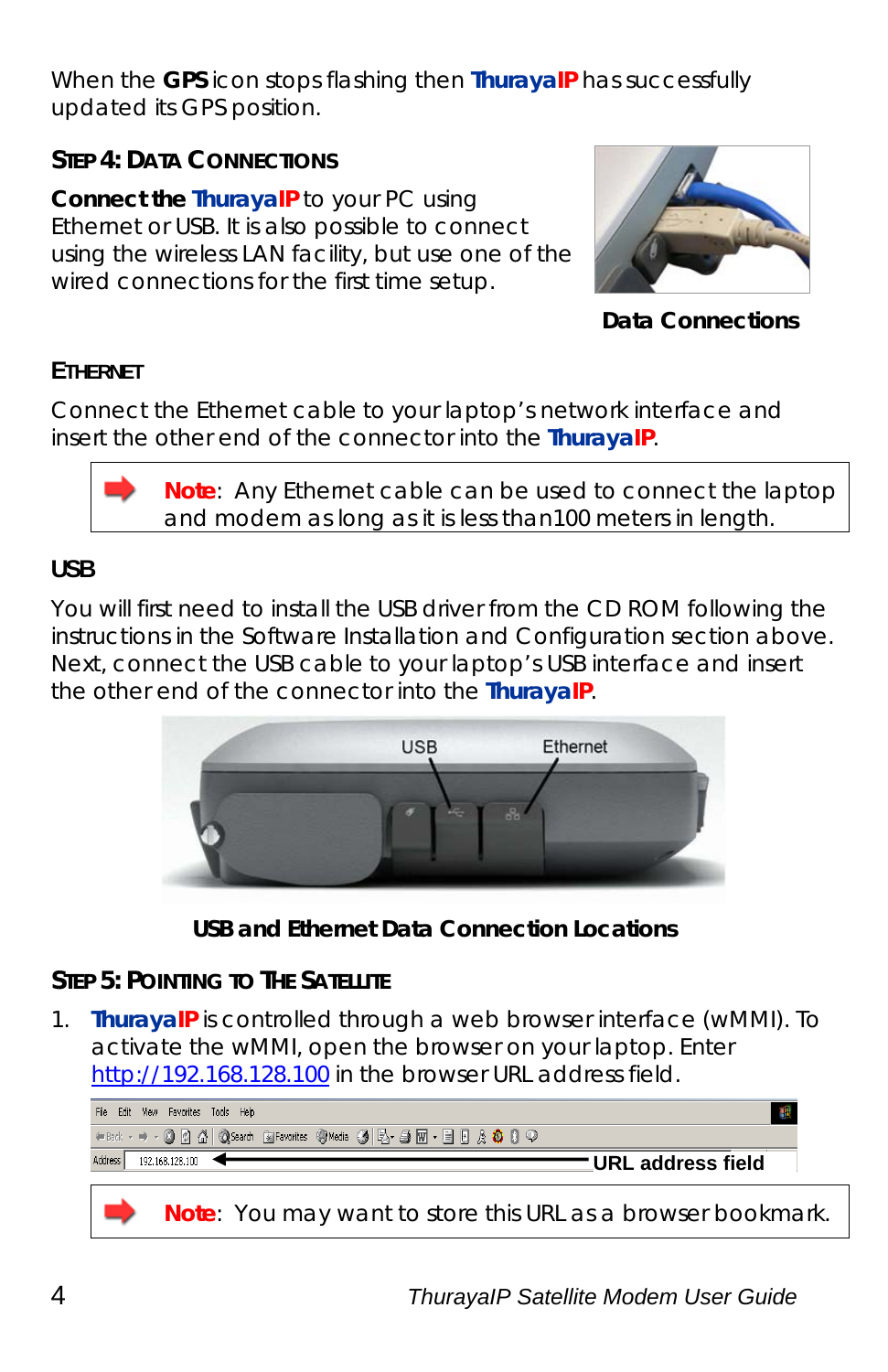When the **GPS** icon stops flashing then **ThurayaIP** has successfully updated its GPS position.

## Step 4: Data Connections

**Connect the ThurayaIP** to your PC using Ethernet or USB. It is also possible to connect using the wireless LAN facility, but use one of the wired connections for the first time setup.

**Data Connections**

### Ethernet

Connect the Ethernet cable to your laptop's network interface and insert the other end of the connector into the **ThurayaIP**.

> **Note**: Any Ethernet cable can be used to connect the laptop and modem as long as it is less than100 meters in length.

### USB

You will first need to install the USB driver from the CD ROM following the instructions in the Software Installation and Configuration section above. Next, connect the USB cable to your laptop's USB interface and insert the other end of the connector into the **ThurayaIP**.

**USB and Ethernet Data Connection Locations**

## Step 5: Pointing to the Satellite

1. **ThurayaIP** is controlled through a web browser interface (wMMI). To activate the wMMI, open the browser on your laptop. Enter http://192.168.128.100 in the browser URL address field.

**URL address field**

> **Note**: You may want to store this URL as a browser bookmark.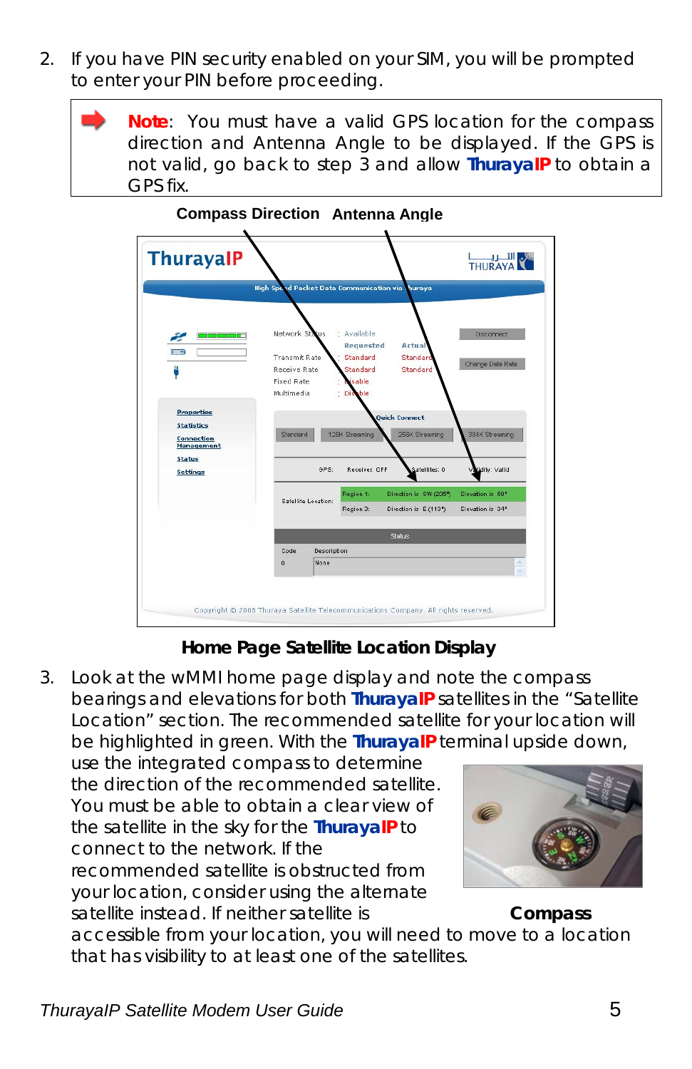2. If you have PIN security enabled on your SIM, you will be prompted to enter your PIN before proceeding.

> **Note**: You must have a valid GPS location for the compass direction and Antenna Angle to be displayed. If the GPS is not valid, go back to step 3 and allow **ThurayaIP** to obtain a GPS fix.

**Compass Direction** **Antenna Angle**

**Home Page Satellite Location Display**

3. Look at the wMMI home page display and note the compass bearings and elevations for both **ThurayaIP** satellites in the "Satellite Location" section. The recommended satellite for your location will be highlighted in green. With the **ThurayaIP** terminal upside down, use the integrated compass to determine the direction of the recommended satellite. You must be able to obtain a clear view of the satellite in the sky for the **ThurayaIP** to connect to the network. If the recommended satellite is obstructed from your location, consider using the alternate satellite instead. If neither satellite is accessible from your location, you will need to move to a location that has visibility to at least one of the satellites.

**Compass**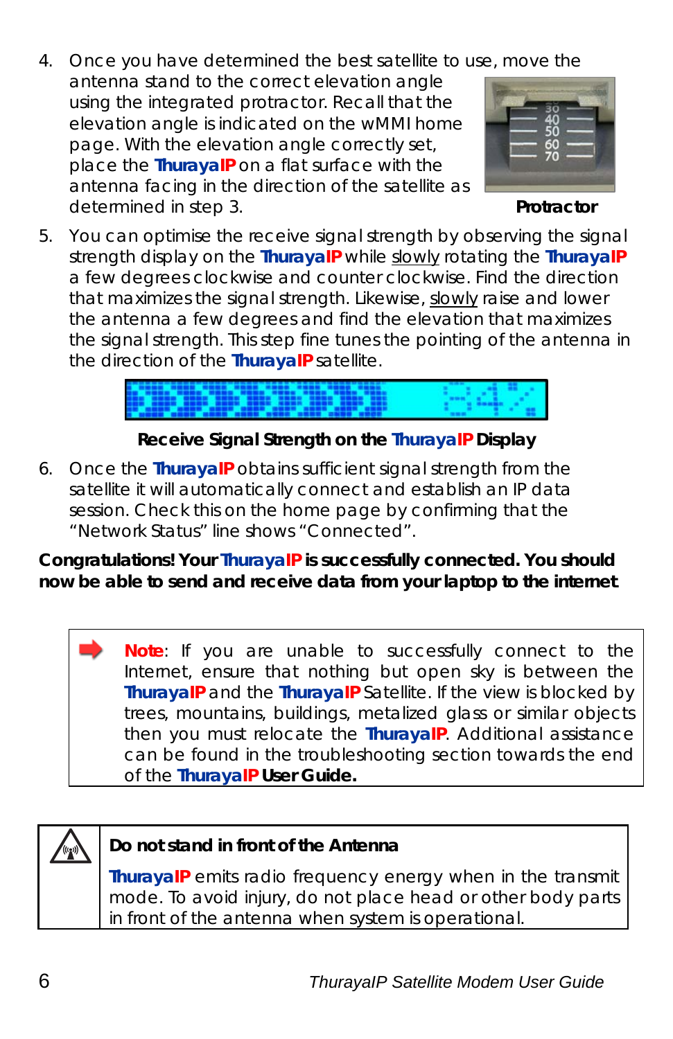4. Once you have determined the best satellite to use, move the antenna stand to the correct elevation angle using the integrated protractor. Recall that the elevation angle is indicated on the wMMI home page. With the elevation angle correctly set, place the **ThurayaIP** on a flat surface with the antenna facing in the direction of the satellite as determined in step 3.

**Protractor**

5. You can optimise the receive signal strength by observing the signal strength display on the **ThurayaIP** while slowly rotating the **ThurayaIP** a few degrees clockwise and counter clockwise. Find the direction that maximizes the signal strength. Likewise, slowly raise and lower the antenna a few degrees and find the elevation that maximizes the signal strength. This step fine tunes the pointing of the antenna in the direction of the **ThurayaIP** satellite.

**Receive Signal Strength on the ThurayaIP Display**

6. Once the **ThurayaIP** obtains sufficient signal strength from the satellite it will automatically connect and establish an IP data session. Check this on the home page by confirming that the "Network Status" line shows "Connected".

**Congratulations! Your ThurayaIP is successfully connected. You should now be able to send and receive data from your laptop to the internet**

**Note**: If you are unable to successfully connect to the Internet, ensure that nothing but open sky is between the **ThurayaIP** and the **ThurayaIP** Satellite. If the view is blocked by trees, mountains, buildings, metalized glass or similar objects then you must relocate the **ThurayaIP**. Additional assistance can be found in the troubleshooting section towards the end of the **ThurayaIP User Guide.**

**Do not stand in front of the Antenna**

**ThurayaIP** emits radio frequency energy when in the transmit mode. To avoid injury, do not place head or other body parts in front of the antenna when system is operational.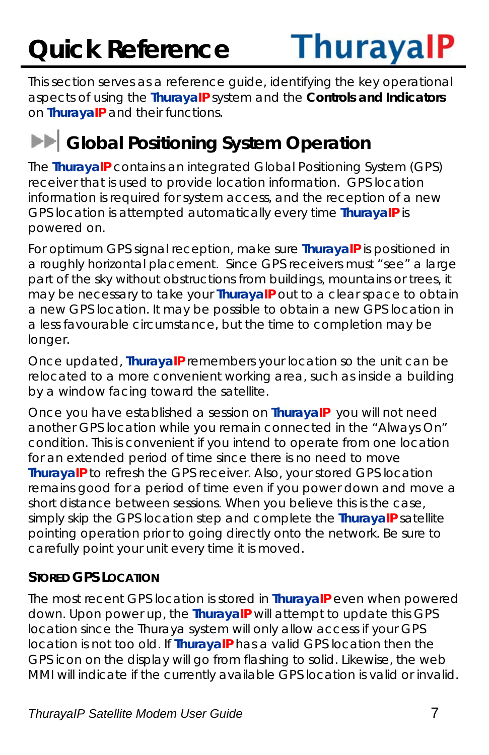# Quick Reference

This section serves as a reference guide, identifying the key operational aspects of using the **ThurayaIP** system and the **Controls and Indicators** on **ThurayaIP** and their functions.

## Global Positioning System Operation

The **ThurayaIP** contains an integrated Global Positioning System (GPS) receiver that is used to provide location information. GPS location information is required for system access, and the reception of a new GPS location is attempted automatically every time **ThurayaIP** is powered on.

For optimum GPS signal reception, make sure **ThurayaIP** is positioned in a roughly horizontal placement. Since GPS receivers must "see" a large part of the sky without obstructions from buildings, mountains or trees, it may be necessary to take your **ThurayaIP** out to a clear space to obtain a new GPS location. It may be possible to obtain a new GPS location in a less favourable circumstance, but the time to completion may be longer.

Once updated, **ThurayaIP** remembers your location so the unit can be relocated to a more convenient working area, such as inside a building by a window facing toward the satellite.

Once you have established a session on **ThurayaIP** you will not need another GPS location while you remain connected in the "Always On" condition. This is convenient if you intend to operate from one location for an extended period of time since there is no need to move **ThurayaIP** to refresh the GPS receiver. Also, your stored GPS location remains good for a period of time even if you power down and move a short distance between sessions. When you believe this is the case, simply skip the GPS location step and complete the **ThurayaIP** satellite pointing operation prior to going directly onto the network. Be sure to carefully point your unit every time it is moved.

### Stored GPS Location

The most recent GPS location is stored in **ThurayaIP** even when powered down. Upon power up, the **ThurayaIP** will attempt to update this GPS location since the Thuraya system will only allow access if your GPS location is not too old. If **ThurayaIP** has a valid GPS location then the GPS icon on the display will go from flashing to solid. Likewise, the web MMI will indicate if the currently available GPS location is valid or invalid.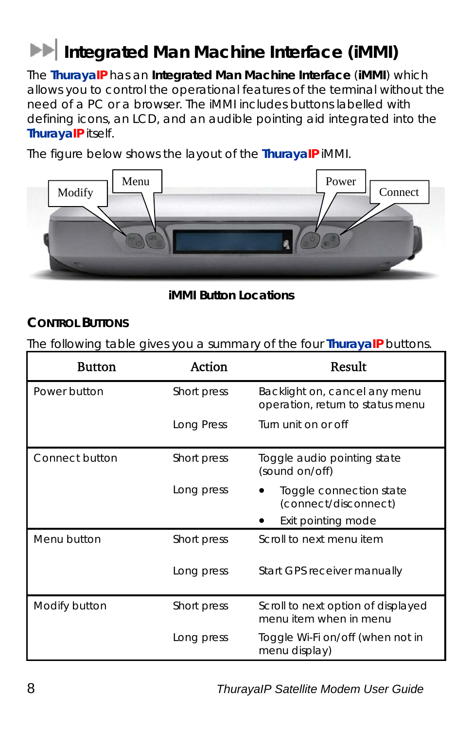# Integrated Man Machine Interface (iMMI)

The **ThurayaIP** has an **Integrated Man Machine Interface** (**iMMI**) which allows you to control the operational features of the terminal without the need of a PC or a browser. The iMMI includes buttons labelled with defining icons, an LCD, and an audible pointing aid integrated into the **ThurayaIP** itself.

The figure below shows the layout of the **ThurayaIP** iMMI.

**iMMI Button Locations**

## Control Buttons

The following table gives you a summary of the four **ThurayaIP** buttons.

| Button | Action | Result |
|---|---|---|
| Power button | Short press | Backlight on, cancel any menu operation, return to status menu |
| | Long Press | Turn unit on or off |
| Connect button | Short press | Toggle audio pointing state (sound on/off) |
| | Long press | • Toggle connection state (connect/disconnect) <br> • Exit pointing mode |
| Menu button | Short press | Scroll to next menu item |
| | Long press | Start GPS receiver manually |
| Modify button | Short press | Scroll to next option of displayed menu item when in menu |
| | Long press | Toggle Wi-Fi on/off (when not in menu display) |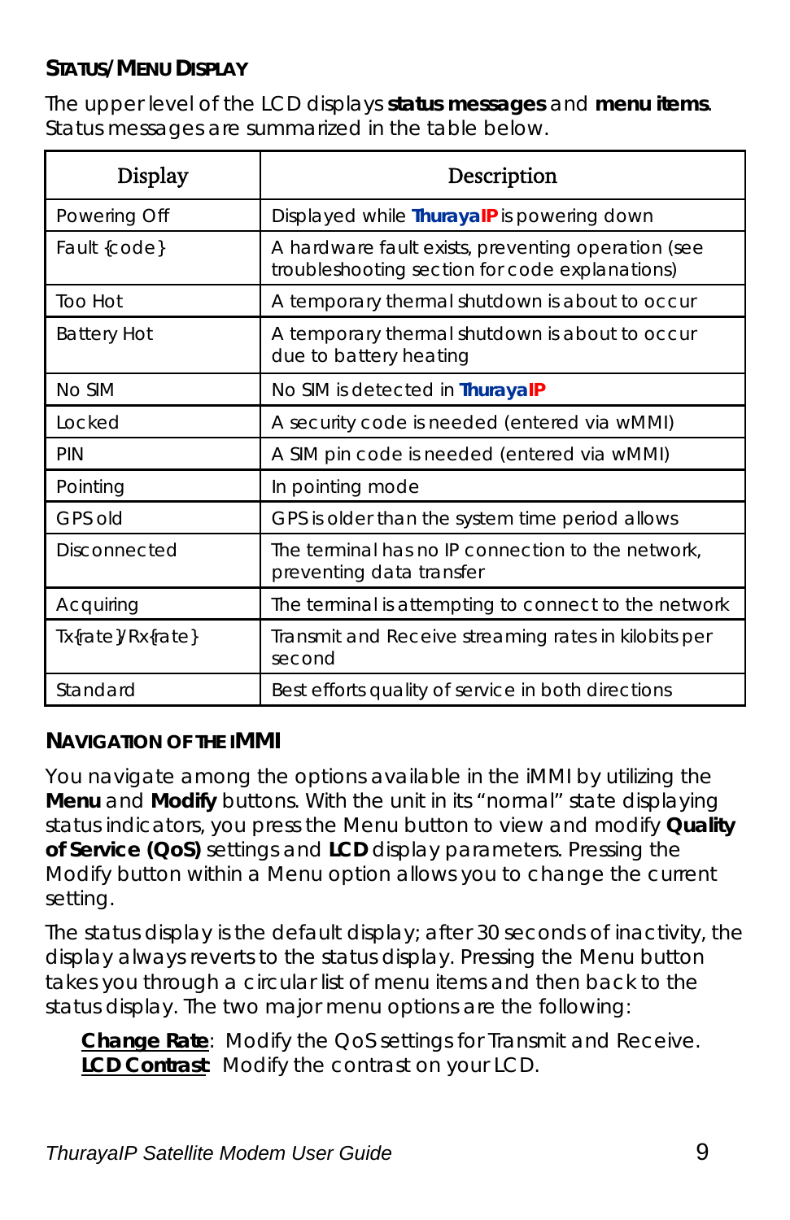### Status/Menu Display

The upper level of the LCD displays **status messages** and **menu items**. Status messages are summarized in the table below.

| Display | Description |
|---|---|
| Powering Off | Displayed while **ThurayaIP** is powering down |
| Fault {code} | A hardware fault exists, preventing operation (see troubleshooting section for code explanations) |
| Too Hot | A temporary thermal shutdown is about to occur |
| Battery Hot | A temporary thermal shutdown is about to occur due to battery heating |
| No SIM | No SIM is detected in **ThurayaIP** |
| Locked | A security code is needed (entered via wMMI) |
| PIN | A SIM pin code is needed (entered via wMMI) |
| Pointing | In pointing mode |
| GPS old | GPS is older than the system time period allows |
| Disconnected | The terminal has no IP connection to the network, preventing data transfer |
| Acquiring | The terminal is attempting to connect to the network |
| Tx{rate}/Rx{rate} | Transmit and Receive streaming rates in kilobits per second |
| Standard | Best efforts quality of service in both directions |

### Navigation of the iMMI

You navigate among the options available in the iMMI by utilizing the **Menu** and **Modify** buttons. With the unit in its "normal" state displaying status indicators, you press the Menu button to view and modify **Quality of Service (QoS)** settings and **LCD** display parameters. Pressing the Modify button within a Menu option allows you to change the current setting.

The status display is the default display; after 30 seconds of inactivity, the display always reverts to the status display. Pressing the Menu button takes you through a circular list of menu items and then back to the status display. The two major menu options are the following:

**Change Rate**: Modify the QoS settings for Transmit and Receive.
**LCD Contrast**: Modify the contrast on your LCD.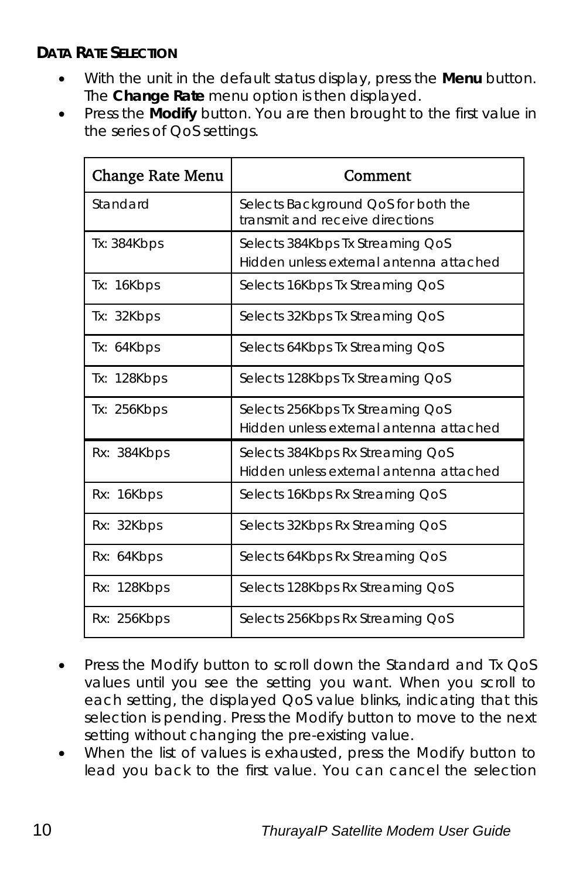### DATA RATE SELECTION

- With the unit in the default status display, press the **Menu** button. The **Change Rate** menu option is then displayed.
- Press the **Modify** button. You are then brought to the first value in the series of QoS settings.

| Change Rate Menu | Comment |
|---|---|
| Standard | Selects Background QoS for both the transmit and receive directions |
| Tx: 384Kbps | Selects 384Kbps Tx Streaming QoS<br>Hidden unless external antenna attached |
| Tx: 16Kbps | Selects 16Kbps Tx Streaming QoS |
| Tx: 32Kbps | Selects 32Kbps Tx Streaming QoS |
| Tx: 64Kbps | Selects 64Kbps Tx Streaming QoS |
| Tx: 128Kbps | Selects 128Kbps Tx Streaming QoS |
| Tx: 256Kbps | Selects 256Kbps Tx Streaming QoS<br>Hidden unless external antenna attached |
| Rx: 384Kbps | Selects 384Kbps Rx Streaming QoS<br>Hidden unless external antenna attached |
| Rx: 16Kbps | Selects 16Kbps Rx Streaming QoS |
| Rx: 32Kbps | Selects 32Kbps Rx Streaming QoS |
| Rx: 64Kbps | Selects 64Kbps Rx Streaming QoS |
| Rx: 128Kbps | Selects 128Kbps Rx Streaming QoS |
| Rx: 256Kbps | Selects 256Kbps Rx Streaming QoS |

- Press the Modify button to scroll down the Standard and Tx QoS values until you see the setting you want. When you scroll to each setting, the displayed QoS value blinks, indicating that this selection is pending. Press the Modify button to move to the next setting without changing the pre-existing value.
- When the list of values is exhausted, press the Modify button to lead you back to the first value. You can cancel the selection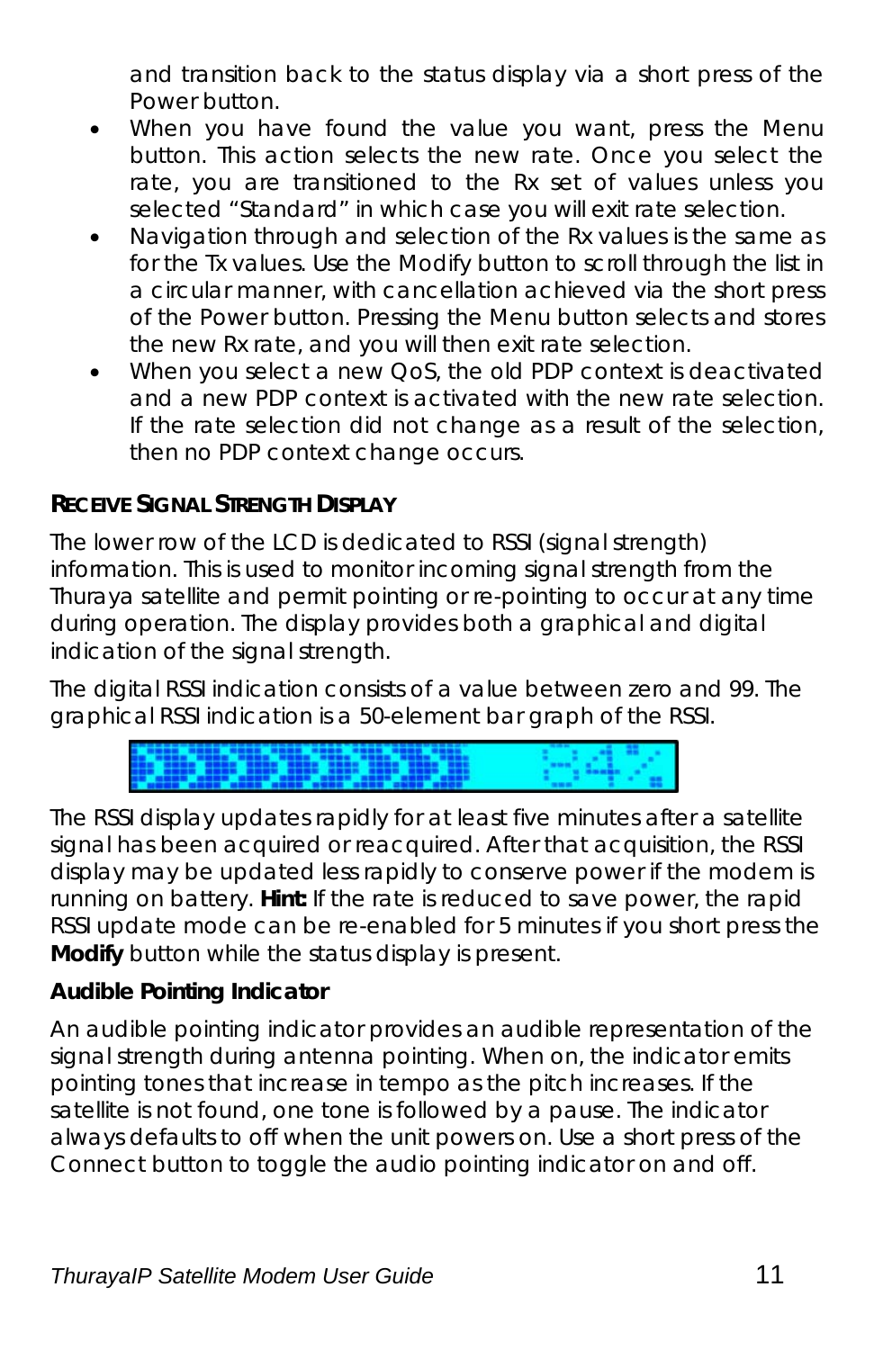and transition back to the status display via a short press of the Power button.

- When you have found the value you want, press the Menu button. This action selects the new rate. Once you select the rate, you are transitioned to the Rx set of values unless you selected “Standard” in which case you will exit rate selection.
- Navigation through and selection of the Rx values is the same as for the Tx values. Use the Modify button to scroll through the list in a circular manner, with cancellation achieved via the short press of the Power button. Pressing the Menu button selects and stores the new Rx rate, and you will then exit rate selection.
- When you select a new QoS, the old PDP context is deactivated and a new PDP context is activated with the new rate selection. If the rate selection did not change as a result of the selection, then no PDP context change occurs.

### RECEIVE SIGNAL STRENGTH DISPLAY

The lower row of the LCD is dedicated to RSSI (signal strength) information. This is used to monitor incoming signal strength from the Thuraya satellite and permit pointing or re-pointing to occur at any time during operation. The display provides both a graphical and digital indication of the signal strength.

The digital RSSI indication consists of a value between zero and 99. The graphical RSSI indication is a 50-element bar graph of the RSSI.

The RSSI display updates rapidly for at least five minutes after a satellite signal has been acquired or reacquired. After that acquisition, the RSSI display may be updated less rapidly to conserve power if the modem is running on battery. **Hint:** If the rate is reduced to save power, the rapid RSSI update mode can be re-enabled for 5 minutes if you short press the **Modify** button while the status display is present.

**Audible Pointing Indicator**

An audible pointing indicator provides an audible representation of the signal strength during antenna pointing. When on, the indicator emits pointing tones that increase in tempo as the pitch increases. If the satellite is not found, one tone is followed by a pause. The indicator always defaults to off when the unit powers on. Use a short press of the Connect button to toggle the audio pointing indicator on and off.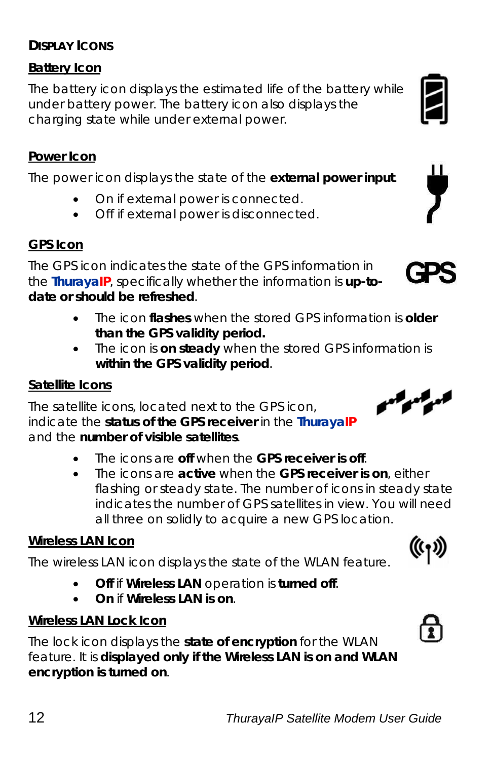## Display Icons

### Battery Icon

The battery icon displays the estimated life of the battery while under battery power. The battery icon also displays the charging state while under external power.

### Power Icon

The power icon displays the state of the **external power input**.

- On if external power is connected.
- Off if external power is disconnected.

### GPS Icon

The GPS icon indicates the state of the GPS information in the **ThurayaIP**, specifically whether the information is **up-to-date or should be refreshed**.

- The icon **flashes** when the stored GPS information is **older than the GPS validity period.**
- The icon is **on steady** when the stored GPS information is **within the GPS validity period**.

### Satellite Icons

The satellite icons, located next to the GPS icon, indicate the **status of the GPS receiver** in the **ThurayaIP** and the **number of visible satellites**.

- The icons are **off** when the **GPS receiver is off**.
- The icons are **active** when the **GPS receiver is on**, either flashing or steady state. The number of icons in steady state indicates the number of GPS satellites in view. You will need all three on solidly to acquire a new GPS location.

### Wireless LAN Icon

The wireless LAN icon displays the state of the WLAN feature.

- **Off** if **Wireless LAN** operation is **turned off**.
- **On** if **Wireless LAN is on**.

### Wireless LAN Lock Icon

The lock icon displays the **state of encryption** for the WLAN feature. It is **displayed only if the Wireless LAN is on and WLAN encryption is turned on**.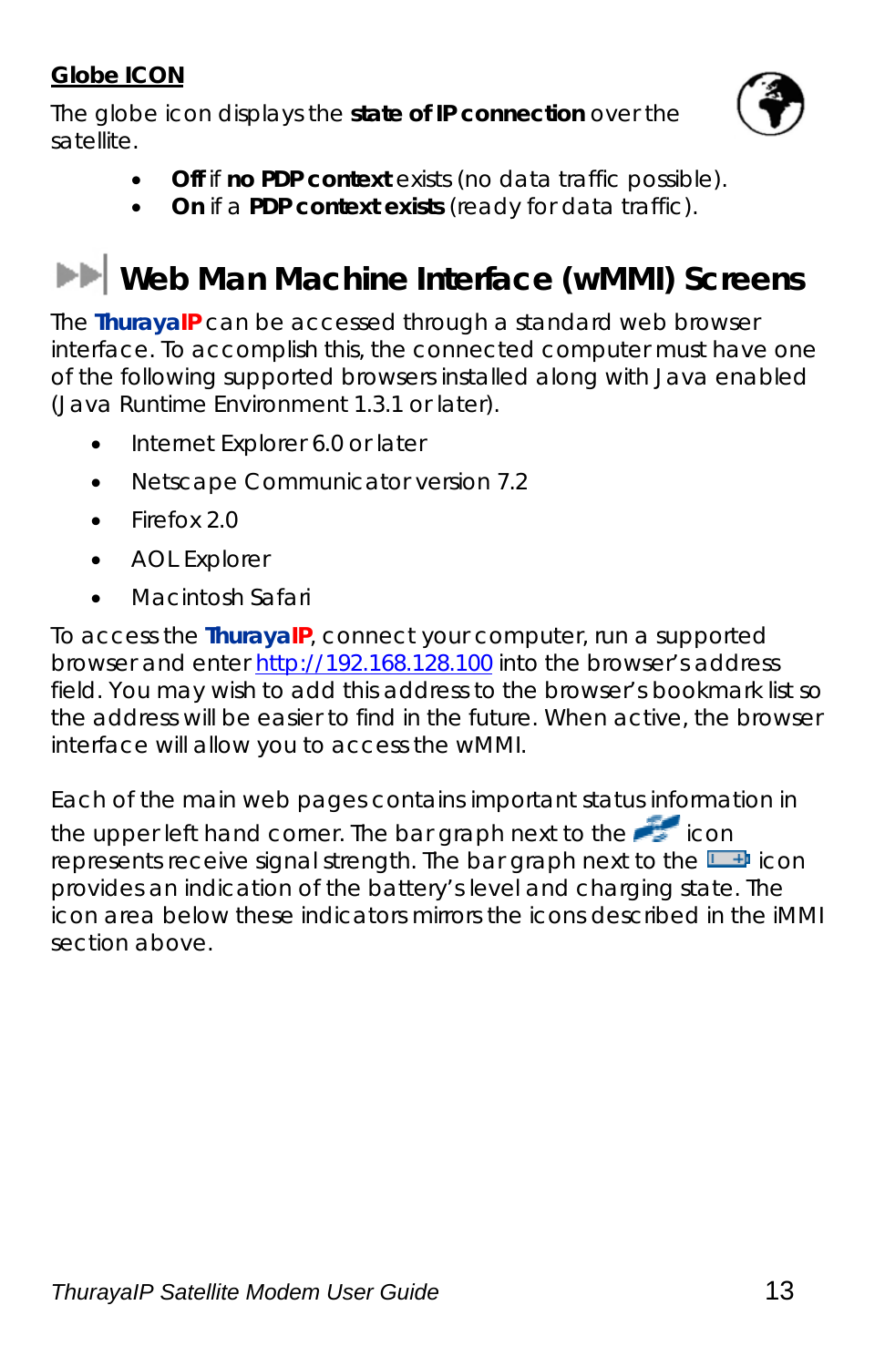**Globe ICON**

The globe icon displays the **state of IP connection** over the satellite.

- **Off** if **no PDP context** exists (no data traffic possible).
- **On** if a **PDP context exists** (ready for data traffic).

# Web Man Machine Interface (wMMI) Screens

The **ThurayaIP** can be accessed through a standard web browser interface. To accomplish this, the connected computer must have one of the following supported browsers installed along with Java enabled (Java Runtime Environment 1.3.1 or later).

- Internet Explorer 6.0 or later
- Netscape Communicator version 7.2
- Firefox 2.0
- AOL Explorer
- Macintosh Safari

To access the **ThurayaIP**, connect your computer, run a supported browser and enter http://192.168.128.100 into the browser's address field. You may wish to add this address to the browser's bookmark list so the address will be easier to find in the future. When active, the browser interface will allow you to access the wMMI.

Each of the main web pages contains important status information in the upper left hand corner. The bar graph next to the icon represents receive signal strength. The bar graph next to the icon provides an indication of the battery's level and charging state. The icon area below these indicators mirrors the icons described in the iMMI section above.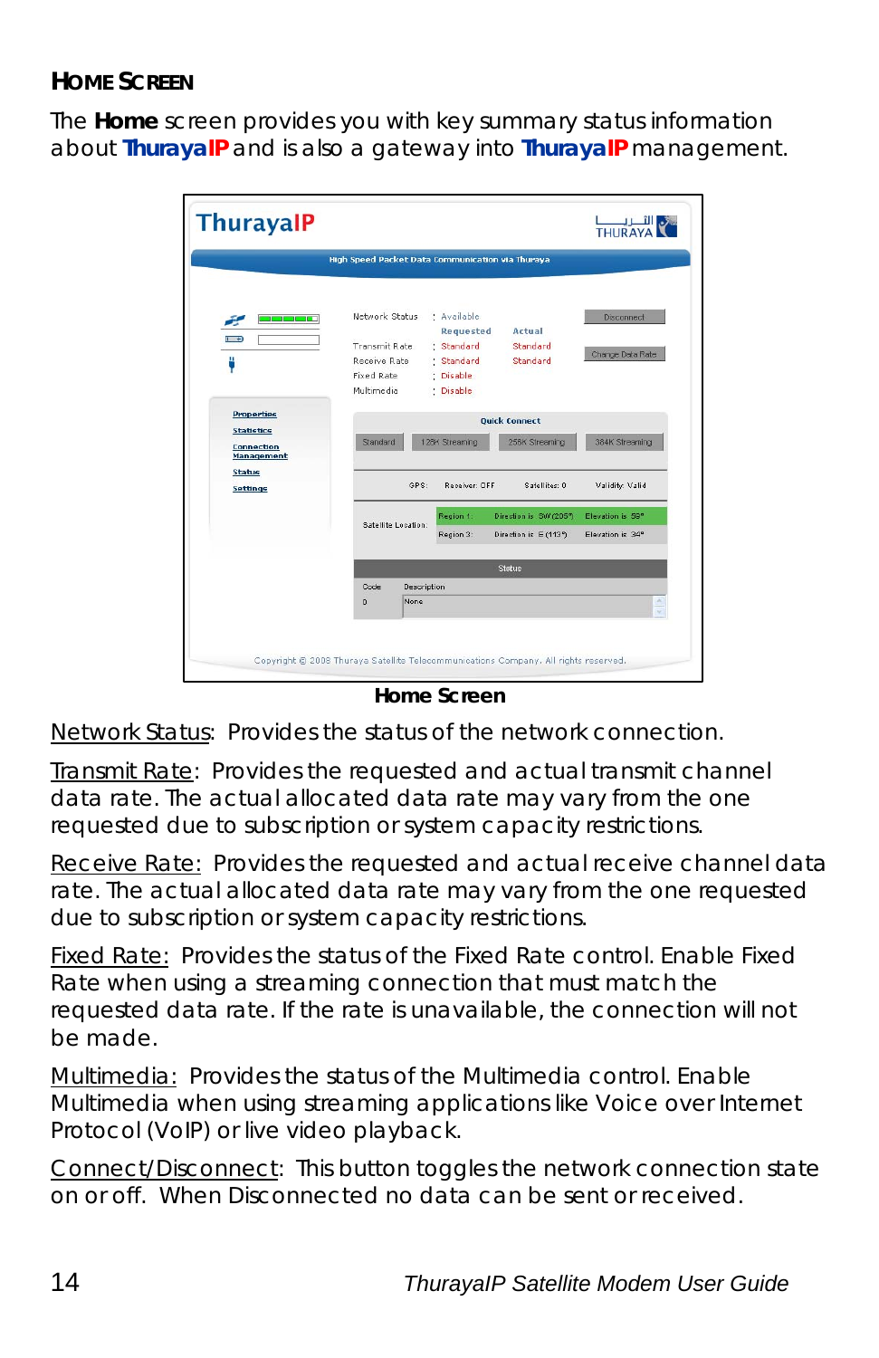## HOME SCREEN

The **Home** screen provides you with key summary status information about **ThurayaIP** and is also a gateway into **ThurayaIP** management.

**Home Screen**

Network Status: Provides the status of the network connection.

Transmit Rate: Provides the requested and actual transmit channel data rate. The actual allocated data rate may vary from the one requested due to subscription or system capacity restrictions.

Receive Rate: Provides the requested and actual receive channel data rate. The actual allocated data rate may vary from the one requested due to subscription or system capacity restrictions.

Fixed Rate: Provides the status of the Fixed Rate control. Enable Fixed Rate when using a streaming connection that must match the requested data rate. If the rate is unavailable, the connection will not be made.

Multimedia: Provides the status of the Multimedia control. Enable Multimedia when using streaming applications like Voice over Internet Protocol (VoIP) or live video playback.

Connect/Disconnect: This button toggles the network connection state on or off. When Disconnected no data can be sent or received.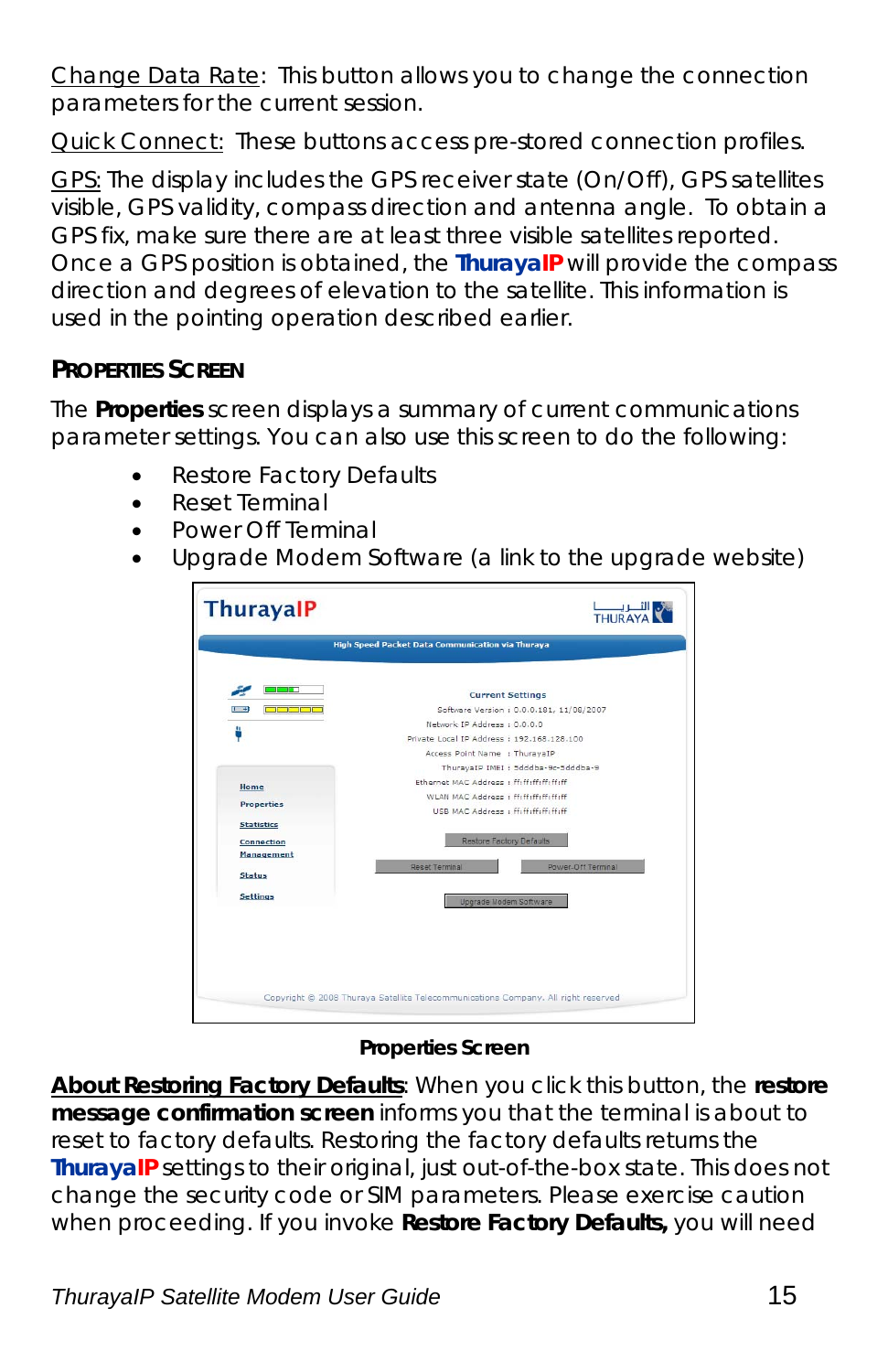Change Data Rate: This button allows you to change the connection parameters for the current session.

Quick Connect: These buttons access pre-stored connection profiles.

GPS: The display includes the GPS receiver state (On/Off), GPS satellites visible, GPS validity, compass direction and antenna angle. To obtain a GPS fix, make sure there are at least three visible satellites reported. Once a GPS position is obtained, the **ThurayaIP** will provide the compass direction and degrees of elevation to the satellite. This information is used in the pointing operation described earlier.

## PROPERTIES SCREEN

The **Properties** screen displays a summary of current communications parameter settings. You can also use this screen to do the following:

- Restore Factory Defaults
- Reset Terminal
- Power Off Terminal
- Upgrade Modem Software (a link to the upgrade website)

**Properties Screen**

**About Restoring Factory Defaults**: When you click this button, the **restore message confirmation screen** informs you that the terminal is about to reset to factory defaults. Restoring the factory defaults returns the **ThurayaIP** settings to their original, just out-of-the-box state. This does not change the security code or SIM parameters. Please exercise caution when proceeding. If you invoke **Restore Factory Defaults,** you will need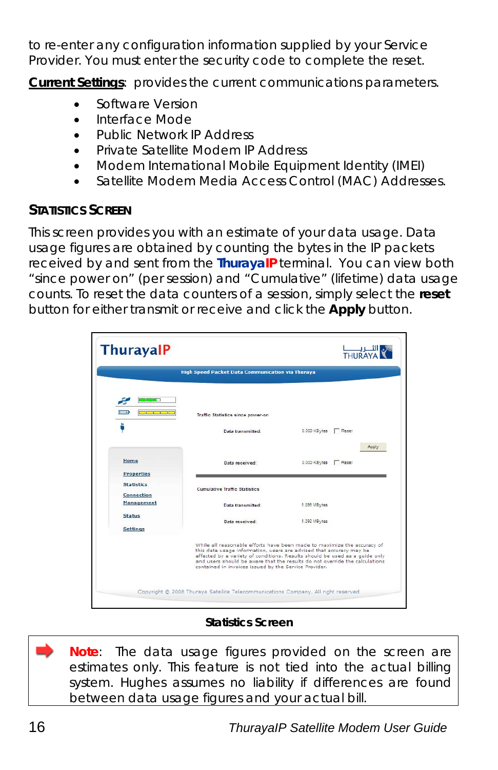to re-enter any configuration information supplied by your Service Provider. You must enter the security code to complete the reset.

**Current Settings**: provides the current communications parameters.

- Software Version
- Interface Mode
- Public Network IP Address
- Private Satellite Modem IP Address
- Modem International Mobile Equipment Identity (IMEI)
- Satellite Modem Media Access Control (MAC) Addresses.

## STATISTICS SCREEN

This screen provides you with an estimate of your data usage. Data usage figures are obtained by counting the bytes in the IP packets received by and sent from the **ThurayaIP** terminal. You can view both "since power on" (per session) and "Cumulative" (lifetime) data usage counts. To reset the data counters of a session, simply select the **reset** button for either transmit or receive and click the **Apply** button.

**Statistics Screen**

> **Note**: The data usage figures provided on the screen are estimates only. This feature is not tied into the actual billing system. Hughes assumes no liability if differences are found between data usage figures and your actual bill.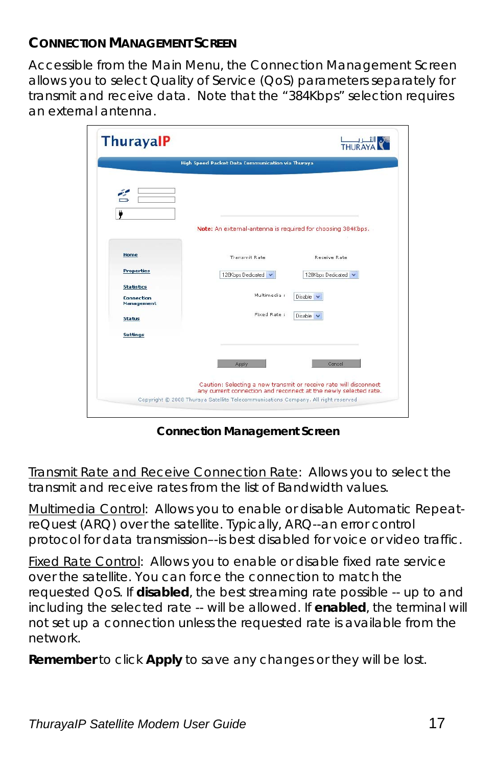## CONNECTION MANAGEMENT SCREEN

Accessible from the Main Menu, the Connection Management Screen allows you to select Quality of Service (QoS) parameters separately for transmit and receive data. Note that the "384Kbps" selection requires an external antenna.

**Connection Management Screen**

Transmit Rate and Receive Connection Rate: Allows you to select the transmit and receive rates from the list of Bandwidth values.

Multimedia Control: Allows you to enable or disable Automatic Repeat-reQuest (ARQ) over the satellite. Typically, ARQ--an error control protocol for data transmission--is best disabled for voice or video traffic.

Fixed Rate Control: Allows you to enable or disable fixed rate service over the satellite. You can force the connection to match the requested QoS. If **disabled**, the best streaming rate possible -- up to and including the selected rate -- will be allowed. If **enabled**, the terminal will not set up a connection unless the requested rate is available from the network.

**Remember** to click **Apply** to save any changes or they will be lost.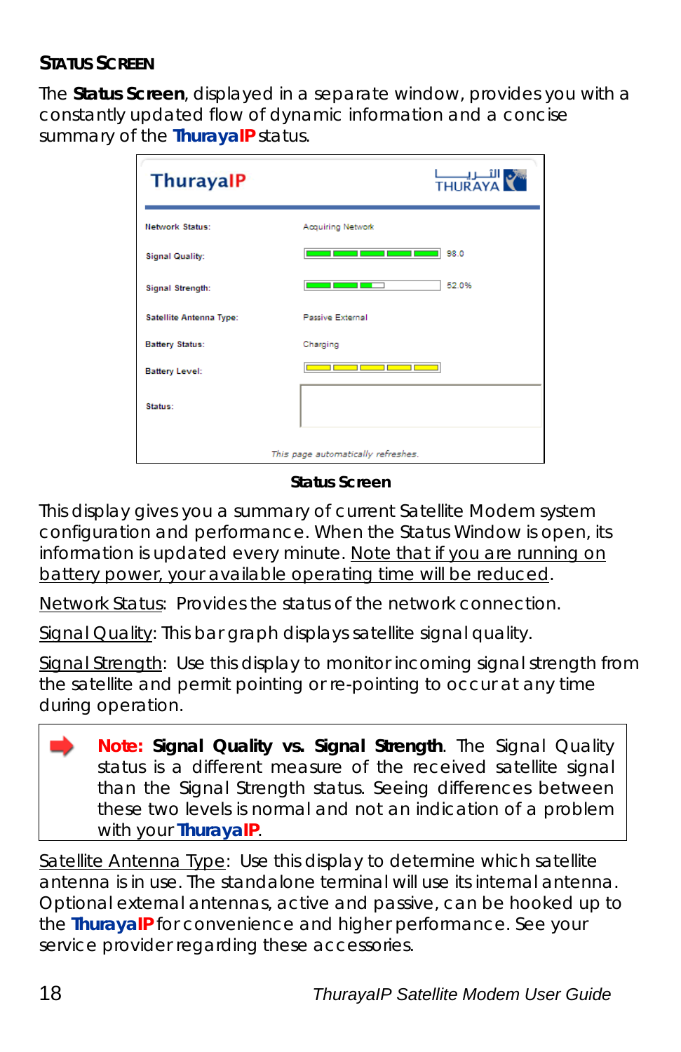## Status Screen

The **Status Screen**, displayed in a separate window, provides you with a constantly updated flow of dynamic information and a concise summary of the **ThurayaIP** status.

| ThurayaIP | THURAYA |
|---|---|
| Network Status: | Acquiring Network |
| Signal Quality: | 98.0 |
| Signal Strength: | 52.0% |
| Satellite Antenna Type: | Passive External |
| Battery Status: | Charging |
| Battery Level: | |
| Status: | |

*This page automatically refreshes.*

**Status Screen**

This display gives you a summary of current Satellite Modem system configuration and performance. When the Status Window is open, its information is updated every minute. Note that if you are running on battery power, your available operating time will be reduced.

Network Status: Provides the status of the network connection.

Signal Quality: This bar graph displays satellite signal quality.

Signal Strength: Use this display to monitor incoming signal strength from the satellite and permit pointing or re-pointing to occur at any time during operation.

> **Note: Signal Quality vs. Signal Strength**. The Signal Quality status is a different measure of the received satellite signal than the Signal Strength status. Seeing differences between these two levels is normal and not an indication of a problem with your **ThurayaIP**.

Satellite Antenna Type: Use this display to determine which satellite antenna is in use. The standalone terminal will use its internal antenna. Optional external antennas, active and passive, can be hooked up to the **ThurayaIP** for convenience and higher performance. See your service provider regarding these accessories.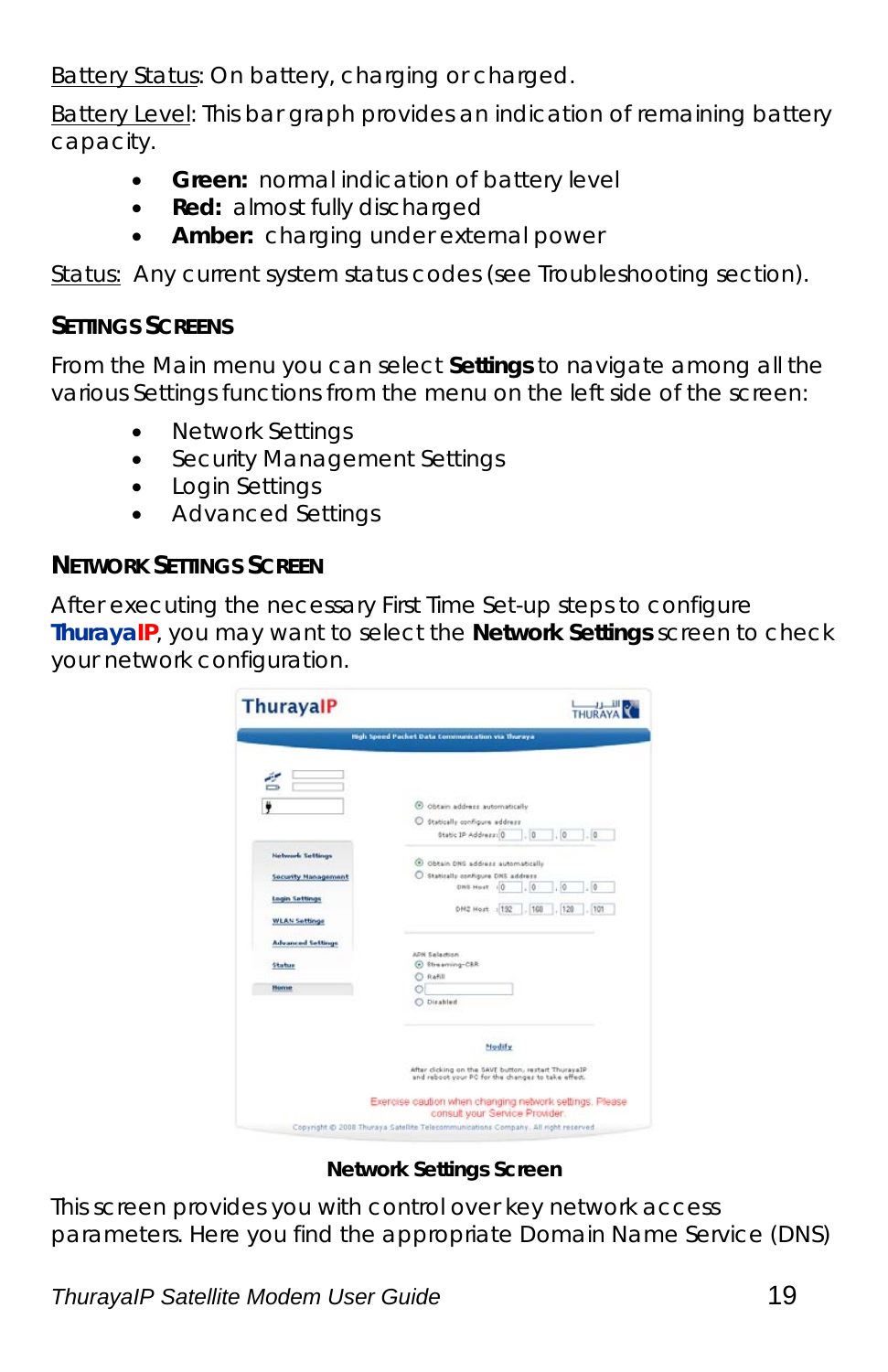Battery Status: On battery, charging or charged.

Battery Level: This bar graph provides an indication of remaining battery capacity.

- **Green:** normal indication of battery level
- **Red:** almost fully discharged
- **Amber:** charging under external power

Status: Any current system status codes (see Troubleshooting section).

### SETTINGS SCREENS

From the Main menu you can select **Settings** to navigate among all the various Settings functions from the menu on the left side of the screen:

- Network Settings
- Security Management Settings
- Login Settings
- Advanced Settings

### NETWORK SETTINGS SCREEN

After executing the necessary First Time Set-up steps to configure **ThurayaIP**, you may want to select the **Network Settings** screen to check your network configuration.

**Network Settings Screen**

This screen provides you with control over key network access parameters. Here you find the appropriate Domain Name Service (DNS)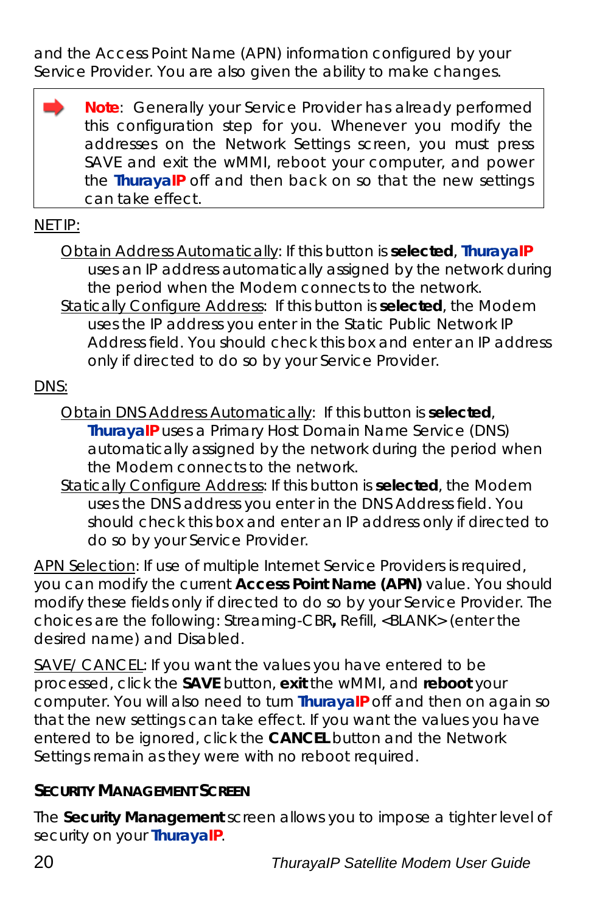and the Access Point Name (APN) information configured by your Service Provider. You are also given the ability to make changes.

> **Note**: Generally your Service Provider has already performed this configuration step for you. Whenever you modify the addresses on the Network Settings screen, you must press SAVE and exit the wMMI, reboot your computer, and power the **ThurayaIP** off and then back on so that the new settings can take effect.

NET IP:

- Obtain Address Automatically: If this button is **selected**, **ThurayaIP** uses an IP address automatically assigned by the network during the period when the Modem connects to the network.
- Statically Configure Address: If this button is **selected**, the Modem uses the IP address you enter in the Static Public Network IP Address field. You should check this box and enter an IP address only if directed to do so by your Service Provider.

DNS:

- Obtain DNS Address Automatically: If this button is **selected**, **ThurayaIP** uses a Primary Host Domain Name Service (DNS) automatically assigned by the network during the period when the Modem connects to the network.
- Statically Configure Address: If this button is **selected**, the Modem uses the DNS address you enter in the DNS Address field. You should check this box and enter an IP address only if directed to do so by your Service Provider.

APN Selection: If use of multiple Internet Service Providers is required, you can modify the current **Access Point Name (APN)** value. You should modify these fields only if directed to do so by your Service Provider. The choices are the following: Streaming-CBR**,** Refill, <BLANK> (enter the desired name) and Disabled.

SAVE/ CANCEL: If you want the values you have entered to be processed, click the **SAVE** button, **exit** the wMMI, and **reboot** your computer. You will also need to turn **ThurayaIP** off and then on again so that the new settings can take effect. If you want the values you have entered to be ignored, click the **CANCEL** button and the Network Settings remain as they were with no reboot required.

### SECURITY MANAGEMENT SCREEN

The **Security Management** screen allows you to impose a tighter level of security on your **ThurayaIP**.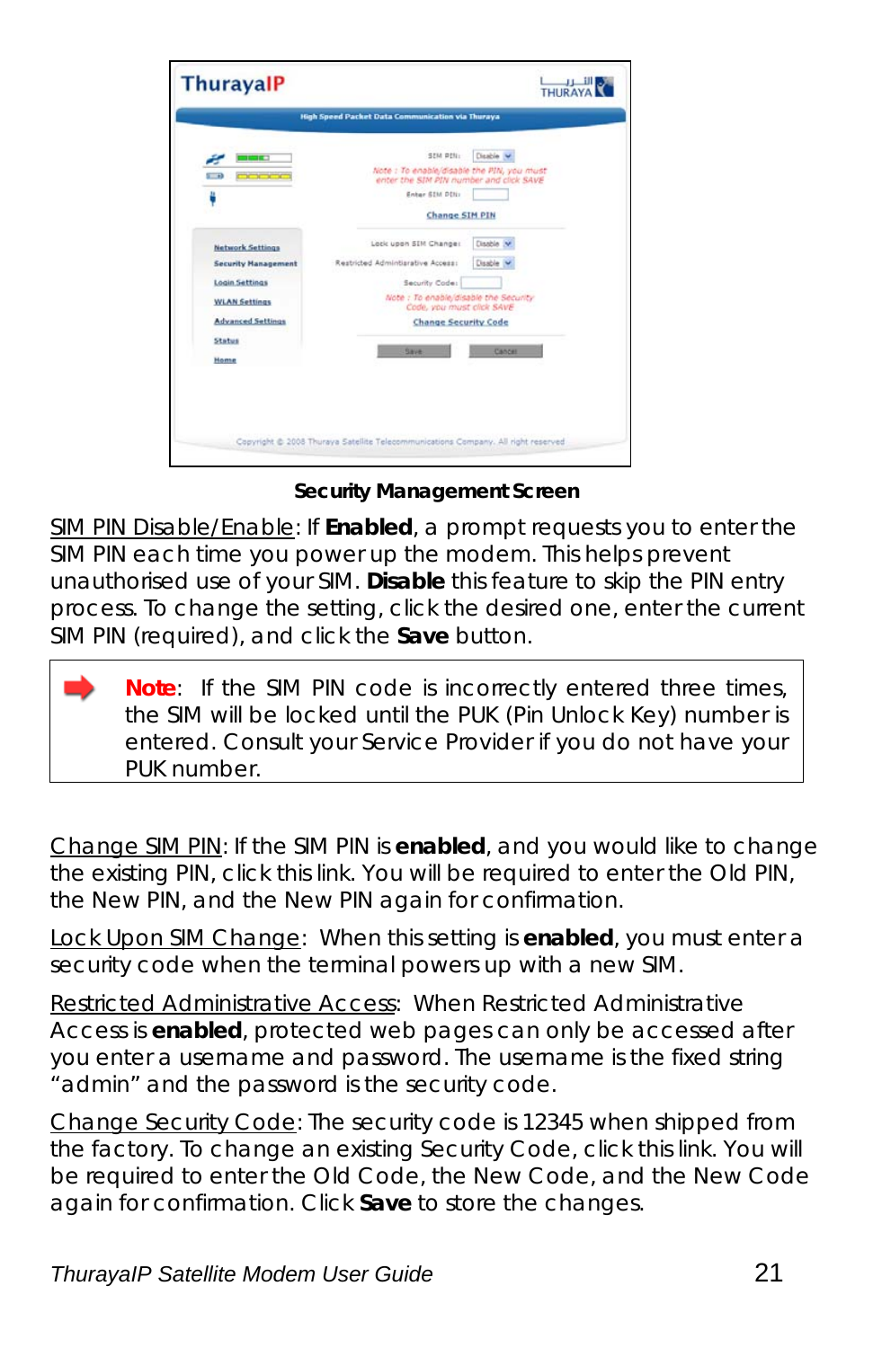**Security Management Screen**

SIM PIN Disable/Enable: If **Enabled**, a prompt requests you to enter the SIM PIN each time you power up the modem. This helps prevent unauthorised use of your SIM. **Disable** this feature to skip the PIN entry process. To change the setting, click the desired one, enter the current SIM PIN (required), and click the **Save** button.

> **Note**: If the SIM PIN code is incorrectly entered three times, the SIM will be locked until the PUK (Pin Unlock Key) number is entered. Consult your Service Provider if you do not have your PUK number.

Change SIM PIN: If the SIM PIN is **enabled**, and you would like to change the existing PIN, click this link. You will be required to enter the Old PIN, the New PIN, and the New PIN again for confirmation.

Lock Upon SIM Change: When this setting is **enabled**, you must enter a security code when the terminal powers up with a new SIM.

Restricted Administrative Access: When Restricted Administrative Access is **enabled**, protected web pages can only be accessed after you enter a username and password. The username is the fixed string "admin" and the password is the security code.

Change Security Code: The security code is 12345 when shipped from the factory. To change an existing Security Code, click this link. You will be required to enter the Old Code, the New Code, and the New Code again for confirmation. Click **Save** to store the changes.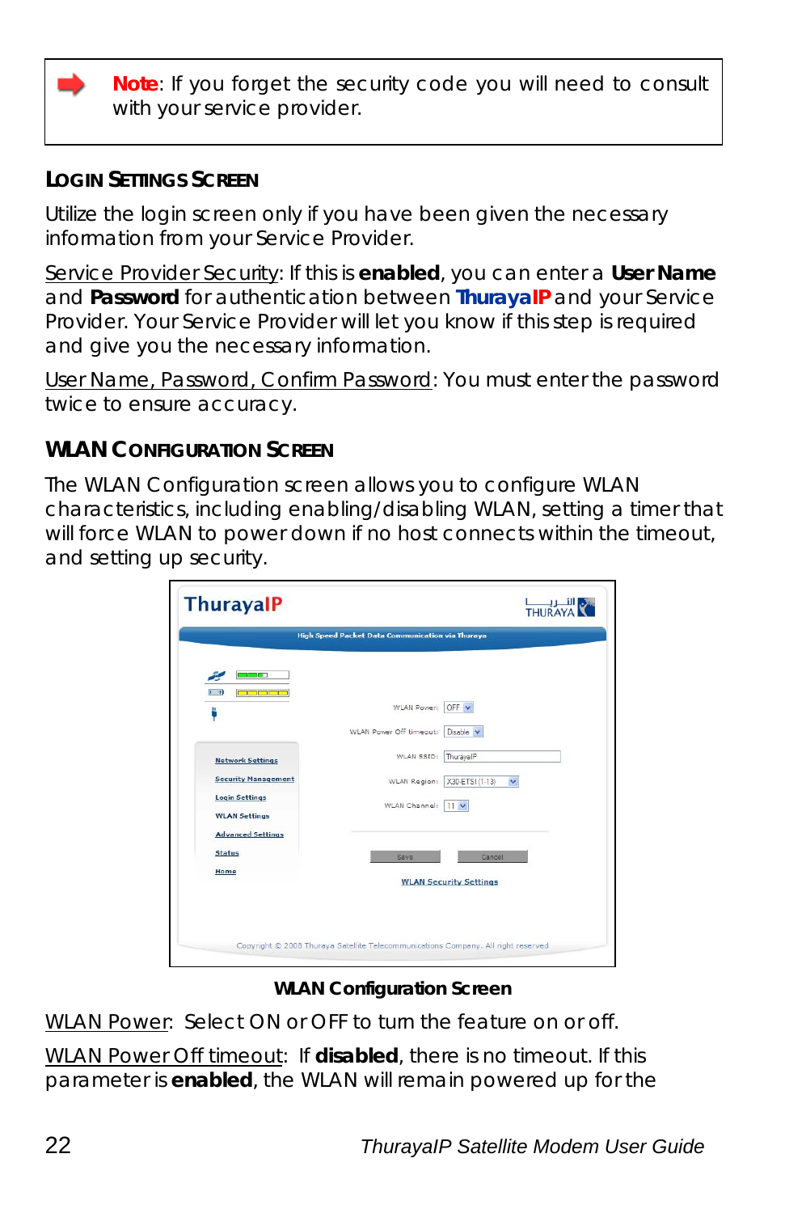**Note**: If you forget the security code you will need to consult with your service provider.

### LOGIN SETTINGS SCREEN

Utilize the login screen only if you have been given the necessary information from your Service Provider.

Service Provider Security: If this is **enabled**, you can enter a **User Name** and **Password** for authentication between **ThurayaIP** and your Service Provider. Your Service Provider will let you know if this step is required and give you the necessary information.

User Name, Password, Confirm Password: You must enter the password twice to ensure accuracy.

### WLAN CONFIGURATION SCREEN

The WLAN Configuration screen allows you to configure WLAN characteristics, including enabling/disabling WLAN, setting a timer that will force WLAN to power down if no host connects within the timeout, and setting up security.

**WLAN Configuration Screen**

WLAN Power: Select ON or OFF to turn the feature on or off.

WLAN Power Off timeout: If **disabled**, there is no timeout. If this parameter is **enabled**, the WLAN will remain powered up for the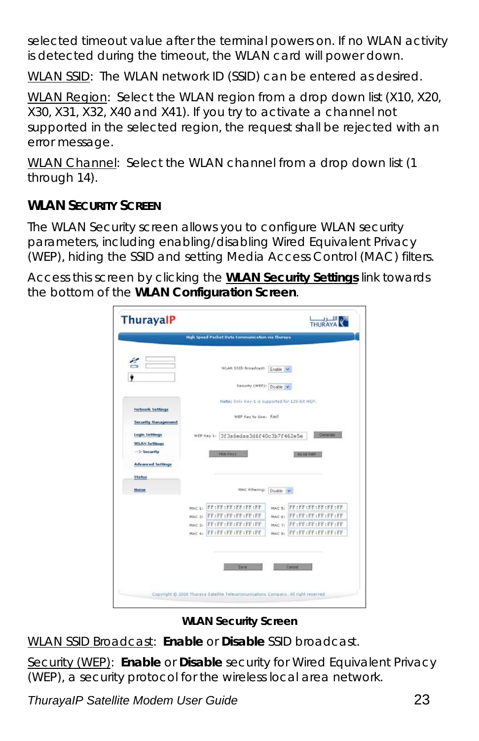selected timeout value after the terminal powers on. If no WLAN activity is detected during the timeout, the WLAN card will power down.

WLAN SSID: The WLAN network ID (SSID) can be entered as desired.

WLAN Region: Select the WLAN region from a drop down list (X10, X20, X30, X31, X32, X40 and X41). If you try to activate a channel not supported in the selected region, the request shall be rejected with an error message.

WLAN Channel: Select the WLAN channel from a drop down list (1 through 14).

### WLAN SECURITY SCREEN

The WLAN Security screen allows you to configure WLAN security parameters, including enabling/disabling Wired Equivalent Privacy (WEP), hiding the SSID and setting Media Access Control (MAC) filters.

Access this screen by clicking the **WLAN Security Settings** link towards the bottom of the **WLAN Configuration Screen**.

**WLAN Security Screen**

WLAN SSID Broadcast: **Enable** or **Disable** SSID broadcast.

Security (WEP): **Enable** or **Disable** security for Wired Equivalent Privacy (WEP), a security protocol for the wireless local area network.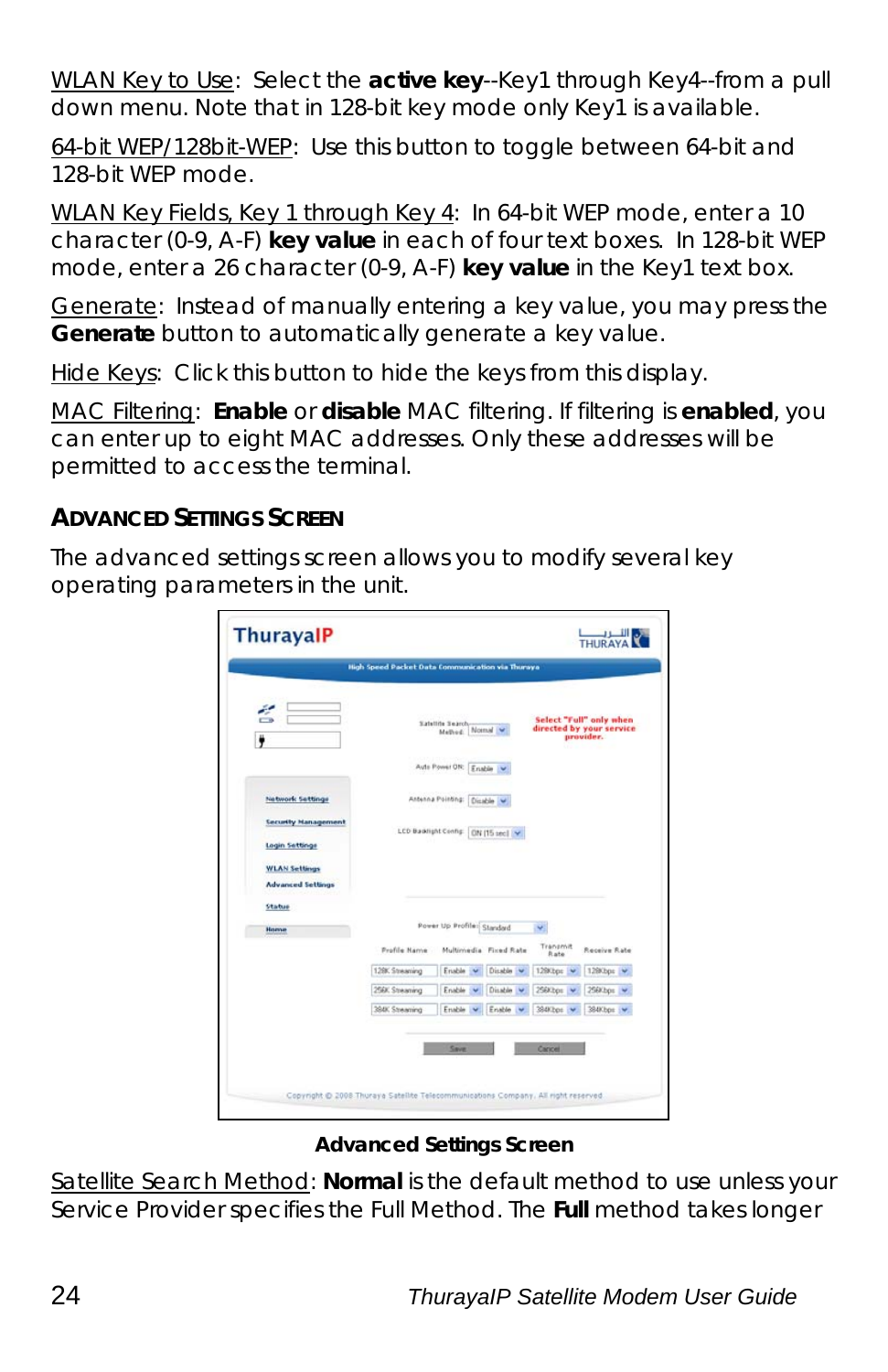WLAN Key to Use: Select the **active key**--Key1 through Key4--from a pull down menu. Note that in 128-bit key mode only Key1 is available.

64-bit WEP/128bit-WEP: Use this button to toggle between 64-bit and 128-bit WEP mode.

WLAN Key Fields, Key 1 through Key 4: In 64-bit WEP mode, enter a 10 character (0-9, A-F) **key value** in each of four text boxes. In 128-bit WEP mode, enter a 26 character (0-9, A-F) **key value** in the Key1 text box.

Generate: Instead of manually entering a key value, you may press the **Generate** button to automatically generate a key value.

Hide Keys: Click this button to hide the keys from this display.

MAC Filtering: **Enable** or **disable** MAC filtering. If filtering is **enabled**, you can enter up to eight MAC addresses. Only these addresses will be permitted to access the terminal.

## ADVANCED SETTINGS SCREEN

The advanced settings screen allows you to modify several key operating parameters in the unit.

**Advanced Settings Screen**

Satellite Search Method: **Normal** is the default method to use unless your Service Provider specifies the Full Method. The **Full** method takes longer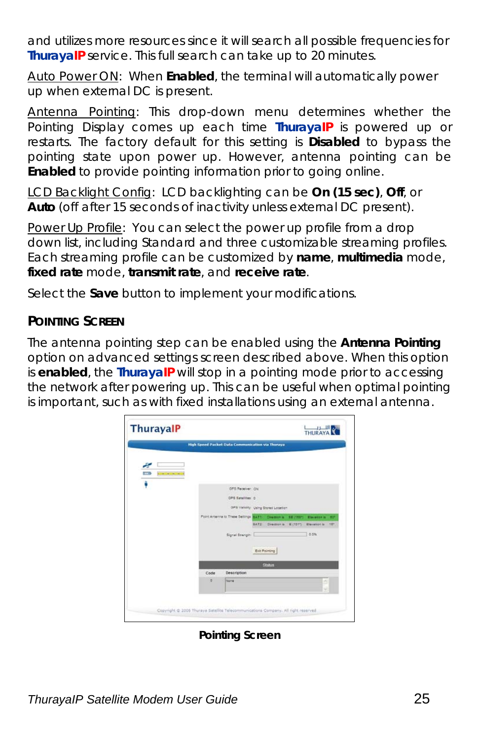and utilizes more resources since it will search all possible frequencies for **ThurayaIP** service. This full search can take up to 20 minutes.

Auto Power ON: When **Enabled**, the terminal will automatically power up when external DC is present.

Antenna Pointing: This drop-down menu determines whether the Pointing Display comes up each time **ThurayaIP** is powered up or restarts. The factory default for this setting is **Disabled** to bypass the pointing state upon power up. However, antenna pointing can be **Enabled** to provide pointing information prior to going online.

LCD Backlight Config: LCD backlighting can be **On (15 sec)**, **Off**, or **Auto** (off after 15 seconds of inactivity unless external DC present).

Power Up Profile: You can select the power up profile from a drop down list, including Standard and three customizable streaming profiles. Each streaming profile can be customized by **name**, **multimedia** mode, **fixed rate** mode, **transmit rate**, and **receive rate**.

Select the **Save** button to implement your modifications.

### POINTING SCREEN

The antenna pointing step can be enabled using the **Antenna Pointing** option on advanced settings screen described above. When this option is **enabled**, the **ThurayaIP** will stop in a pointing mode prior to accessing the network after powering up. This can be useful when optimal pointing is important, such as with fixed installations using an external antenna.

**Pointing Screen**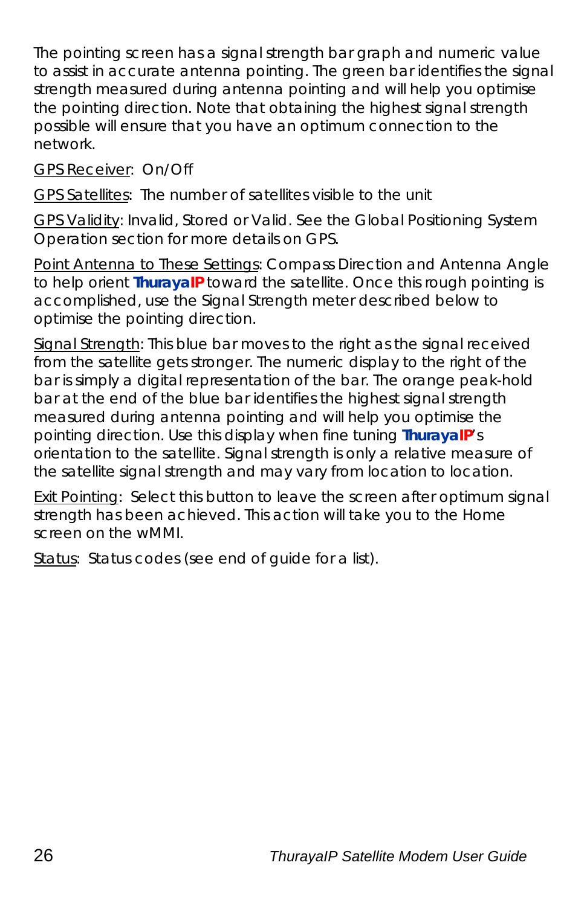The pointing screen has a signal strength bar graph and numeric value to assist in accurate antenna pointing. The green bar identifies the signal strength measured during antenna pointing and will help you optimise the pointing direction. Note that obtaining the highest signal strength possible will ensure that you have an optimum connection to the network.

<u>GPS Receiver</u>: On/Off

<u>GPS Satellites</u>: The number of satellites visible to the unit

<u>GPS Validity</u>: Invalid, Stored or Valid. See the Global Positioning System Operation section for more details on GPS.

<u>Point Antenna to These Settings</u>: Compass Direction and Antenna Angle to help orient **ThurayaIP** toward the satellite. Once this rough pointing is accomplished, use the Signal Strength meter described below to optimise the pointing direction.

<u>Signal Strength</u>: This blue bar moves to the right as the signal received from the satellite gets stronger. The numeric display to the right of the bar is simply a digital representation of the bar. The orange peak-hold bar at the end of the blue bar identifies the highest signal strength measured during antenna pointing and will help you optimise the pointing direction. Use this display when fine tuning **ThurayaIP**'s orientation to the satellite. Signal strength is only a relative measure of the satellite signal strength and may vary from location to location.

<u>Exit Pointing</u>: Select this button to leave the screen after optimum signal strength has been achieved. This action will take you to the Home screen on the wMMI.

<u>Status</u>: Status codes (see end of guide for a list).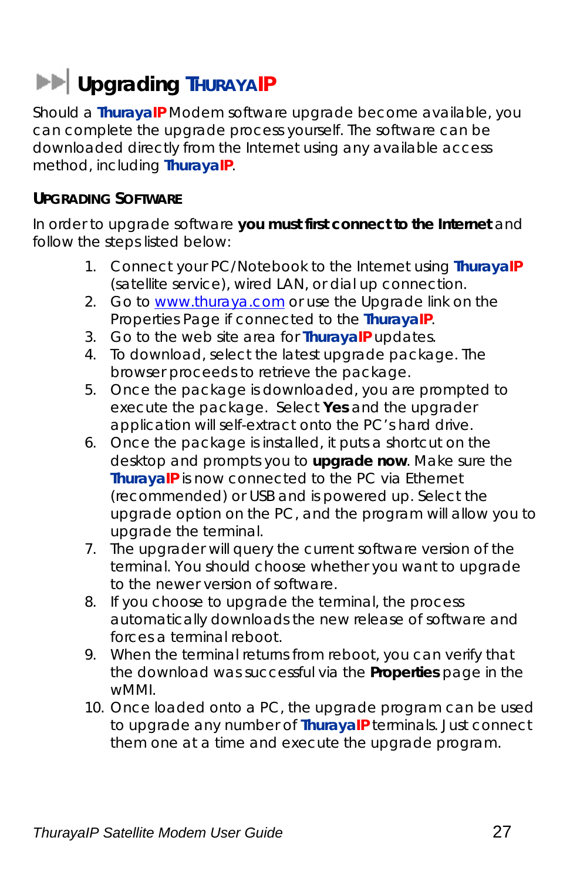# Upgrading ThurayaIP

Should a **ThurayaIP** Modem software upgrade become available, you can complete the upgrade process yourself. The software can be downloaded directly from the Internet using any available access method, including **ThurayaIP**.

## Upgrading Software

In order to upgrade software **you must first connect to the Internet** and follow the steps listed below:

1. Connect your PC/Notebook to the Internet using **ThurayaIP** (satellite service), wired LAN, or dial up connection.
2. Go to www.thuraya.com or use the Upgrade link on the Properties Page if connected to the **ThurayaIP**.
3. Go to the web site area for **ThurayaIP** updates.
4. To download, select the latest upgrade package. The browser proceeds to retrieve the package.
5. Once the package is downloaded, you are prompted to execute the package. Select **Yes** and the upgrader application will self-extract onto the PC's hard drive.
6. Once the package is installed, it puts a shortcut on the desktop and prompts you to **upgrade now**. Make sure the **ThurayaIP** is now connected to the PC via Ethernet (recommended) or USB and is powered up. Select the upgrade option on the PC, and the program will allow you to upgrade the terminal.
7. The upgrader will query the current software version of the terminal. You should choose whether you want to upgrade to the newer version of software.
8. If you choose to upgrade the terminal, the process automatically downloads the new release of software and forces a terminal reboot.
9. When the terminal returns from reboot, you can verify that the download was successful via the **Properties** page in the wMMI.
10. Once loaded onto a PC, the upgrade program can be used to upgrade any number of **ThurayaIP** terminals. Just connect them one at a time and execute the upgrade program.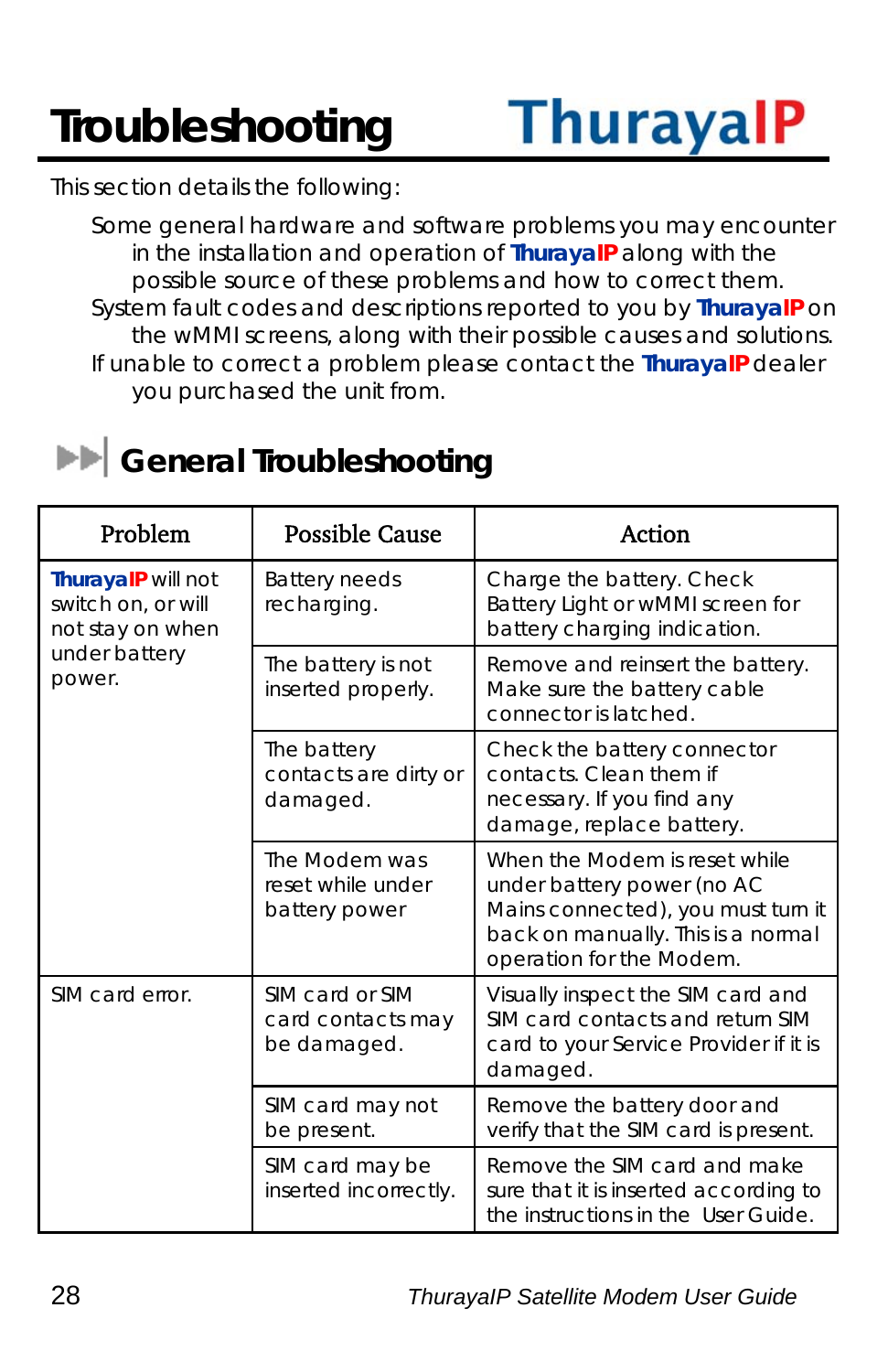# Troubleshooting

This section details the following:

- Some general hardware and software problems you may encounter in the installation and operation of **ThurayaIP** along with the possible source of these problems and how to correct them.
- System fault codes and descriptions reported to you by **ThurayaIP** on the wMMI screens, along with their possible causes and solutions.
- If unable to correct a problem please contact the **ThurayaIP** dealer you purchased the unit from.

## General Troubleshooting

| Problem | Possible Cause | Action |
|---|---|---|
| **ThurayaIP** will not switch on, or will not stay on when under battery power. | Battery needs recharging. | Charge the battery. Check Battery Light or wMMI screen for battery charging indication. |
| | The battery is not inserted properly. | Remove and reinsert the battery. Make sure the battery cable connector is latched. |
| | The battery contacts are dirty or damaged. | Check the battery connector contacts. Clean them if necessary. If you find any damage, replace battery. |
| | The Modem was reset while under battery power | When the Modem is reset while under battery power (no AC Mains connected), you must turn it back on manually. This is a normal operation for the Modem. |
| SIM card error. | SIM card or SIM card contacts may be damaged. | Visually inspect the SIM card and SIM card contacts and return SIM card to your Service Provider if it is damaged. |
| | SIM card may not be present. | Remove the battery door and verify that the SIM card is present. |
| | SIM card may be inserted incorrectly. | Remove the SIM card and make sure that it is inserted according to the instructions in the User Guide. |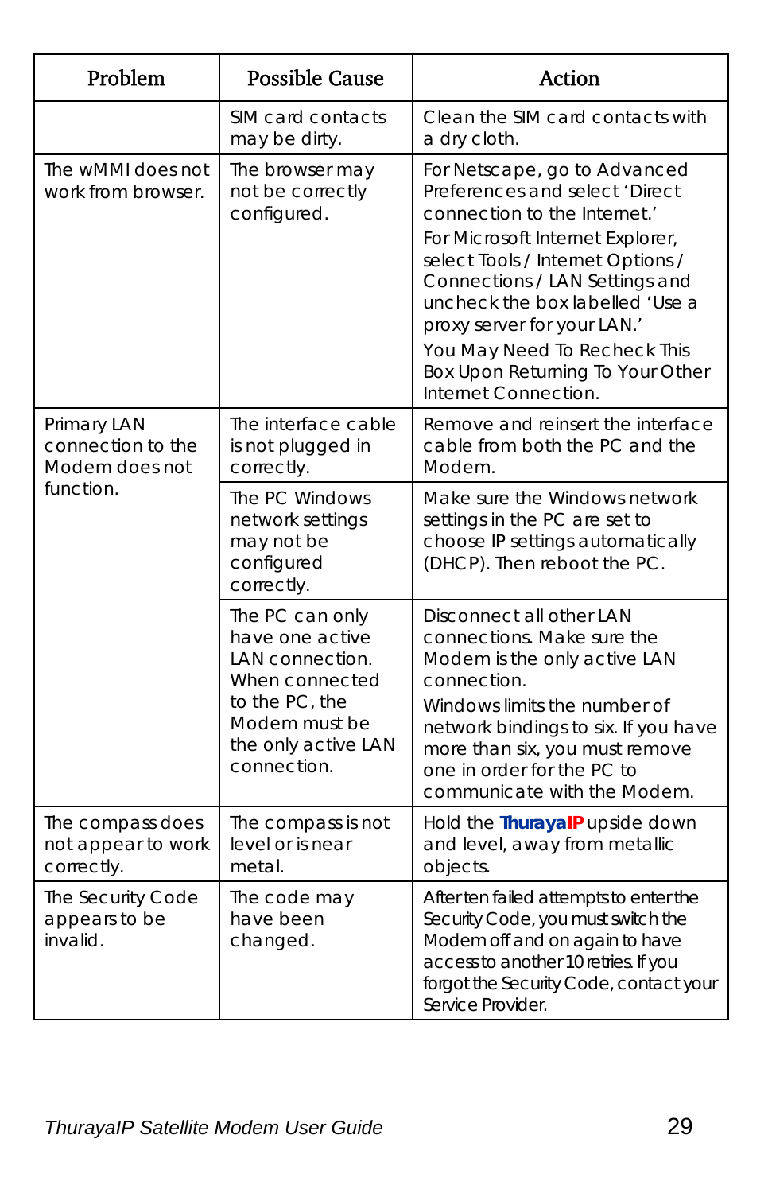| Problem | Possible Cause | Action |
|---|---|---|
| | SIM card contacts may be dirty. | Clean the SIM card contacts with a dry cloth. |
| The wMMI does not work from browser. | The browser may not be correctly configured. | For Netscape, go to Advanced Preferences and select 'Direct connection to the Internet.'<br>For Microsoft Internet Explorer, select Tools / Internet Options / Connections / LAN Settings and uncheck the box labelled 'Use a proxy server for your LAN.'<br>You May Need To Recheck This Box Upon Returning To Your Other Internet Connection. |
| Primary LAN connection to the Modem does not function. | The interface cable is not plugged in correctly. | Remove and reinsert the interface cable from both the PC and the Modem. |
| | The PC Windows network settings may not be configured correctly. | Make sure the Windows network settings in the PC are set to choose IP settings automatically (DHCP). Then reboot the PC. |
| | The PC can only have one active LAN connection. When connected to the PC, the Modem must be the only active LAN connection. | Disconnect all other LAN connections. Make sure the Modem is the only active LAN connection.<br>Windows limits the number of network bindings to six. If you have more than six, you must remove one in order for the PC to communicate with the Modem. |
| The compass does not appear to work correctly. | The compass is not level or is near metal. | Hold the **ThurayaIP** upside down and level, away from metallic objects. |
| The Security Code appears to be invalid. | The code may have been changed. | After ten failed attempts to enter the Security Code, you must switch the Modem off and on again to have access to another 10 retries. If you forgot the Security Code, contact your Service Provider. |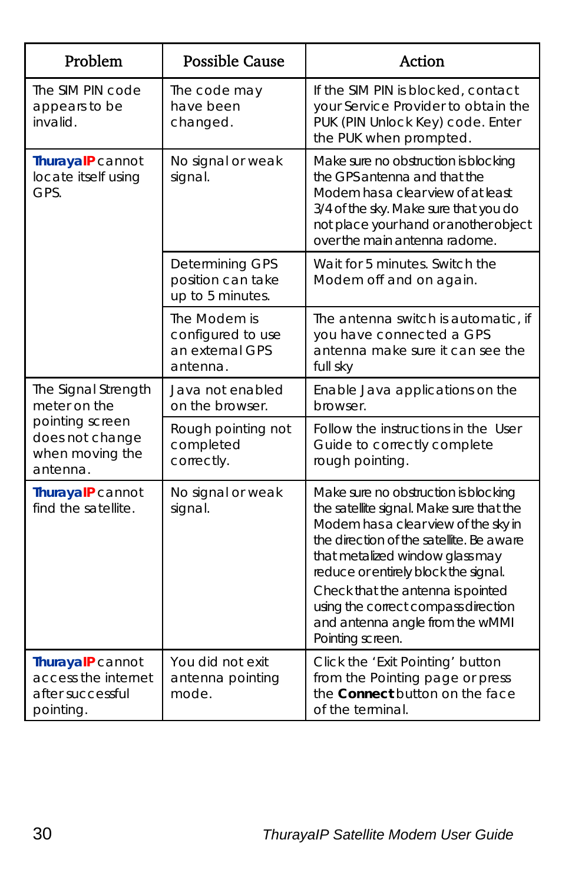| Problem | Possible Cause | Action |
|---|---|---|
| The SIM PIN code appears to be invalid. | The code may have been changed. | If the SIM PIN is blocked, contact your Service Provider to obtain the PUK (PIN Unlock Key) code. Enter the PUK when prompted. |
| **ThurayaIP** cannot locate itself using GPS. | No signal or weak signal. | Make sure no obstruction is blocking the GPS antenna and that the Modem has a clear view of at least 3/4 of the sky. Make sure that you do not place your hand or another object over the main antenna radome. |
| | Determining GPS position can take up to 5 minutes. | Wait for 5 minutes. Switch the Modem off and on again. |
| | The Modem is configured to use an external GPS antenna. | The antenna switch is automatic, if you have connected a GPS antenna make sure it can see the full sky |
| The Signal Strength meter on the pointing screen does not change when moving the antenna. | Java not enabled on the browser. | Enable Java applications on the browser. |
| | Rough pointing not completed correctly. | Follow the instructions in the User Guide to correctly complete rough pointing. |
| **ThurayaIP** cannot find the satellite. | No signal or weak signal. | Make sure no obstruction is blocking the satellite signal. Make sure that the Modem has a clear view of the sky in the direction of the satellite. Be aware that metalized window glass may reduce or entirely block the signal. Check that the antenna is pointed using the correct compass direction and antenna angle from the wMMI Pointing screen. |
| **ThurayaIP** cannot access the internet after successful pointing. | You did not exit antenna pointing mode. | Click the 'Exit Pointing' button from the Pointing page or press the **Connect** button on the face of the terminal. |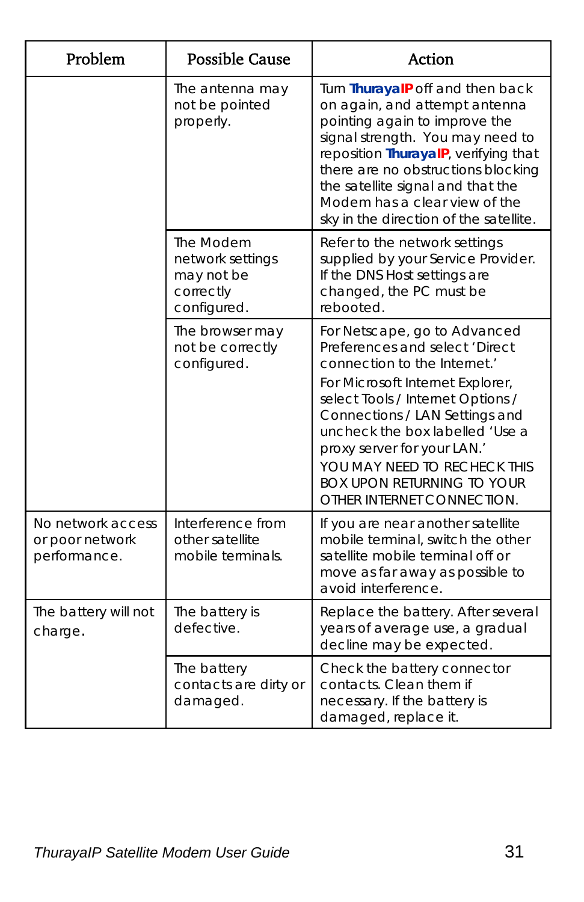| Problem | Possible Cause | Action |
| --- | --- | --- |
| | The antenna may not be pointed properly. | Turn **ThurayaIP** off and then back on again, and attempt antenna pointing again to improve the signal strength. You may need to reposition **ThurayaIP**, verifying that there are no obstructions blocking the satellite signal and that the Modem has a clear view of the sky in the direction of the satellite. |
| | The Modem network settings may not be correctly configured. | Refer to the network settings supplied by your Service Provider. If the DNS Host settings are changed, the PC must be rebooted. |
| | The browser may not be correctly configured. | For Netscape, go to Advanced Preferences and select 'Direct connection to the Internet.'<br>For Microsoft Internet Explorer, select Tools / Internet Options / Connections / LAN Settings and uncheck the box labelled 'Use a proxy server for your LAN.'<br>YOU MAY NEED TO RECHECK THIS BOX UPON RETURNING TO YOUR OTHER INTERNET CONNECTION. |
| No network access or poor network performance. | Interference from other satellite mobile terminals. | If you are near another satellite mobile terminal, switch the other satellite mobile terminal off or move as far away as possible to avoid interference. |
| The battery will not charge. | The battery is defective. | Replace the battery. After several years of average use, a gradual decline may be expected. |
| | The battery contacts are dirty or damaged. | Check the battery connector contacts. Clean them if necessary. If the battery is damaged, replace it. |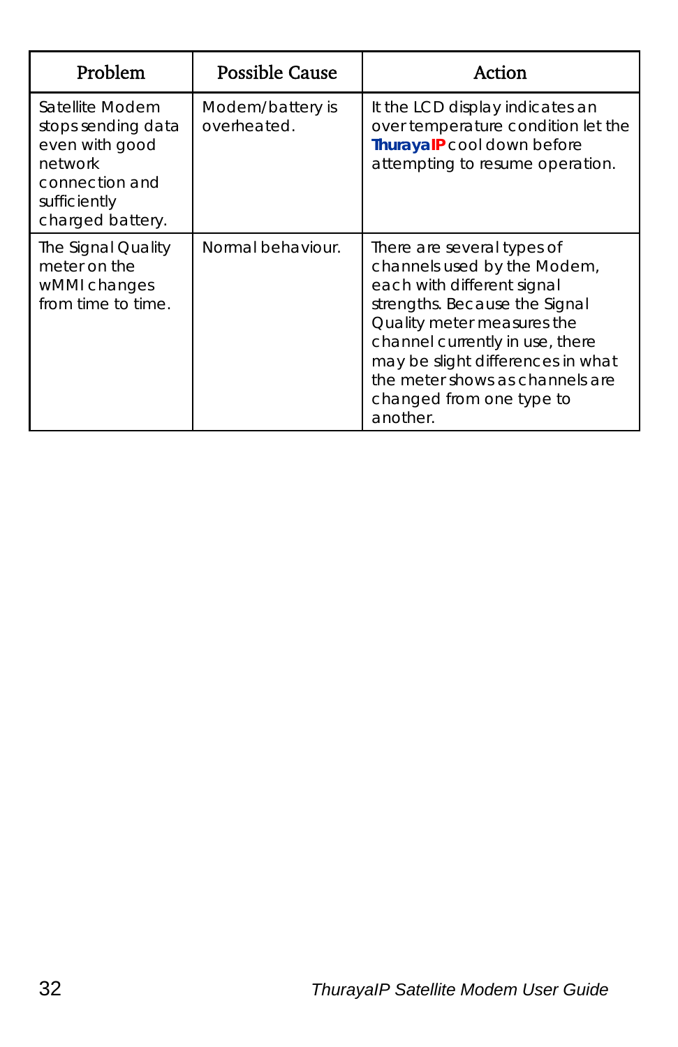| Problem | Possible Cause | Action |
|---|---|---|
| Satellite Modem stops sending data even with good network connection and sufficiently charged battery. | Modem/battery is overheated. | It the LCD display indicates an over temperature condition let the **ThurayaIP** cool down before attempting to resume operation. |
| The Signal Quality meter on the wMMI changes from time to time. | Normal behaviour. | There are several types of channels used by the Modem, each with different signal strengths. Because the Signal Quality meter measures the channel currently in use, there may be slight differences in what the meter shows as channels are changed from one type to another. |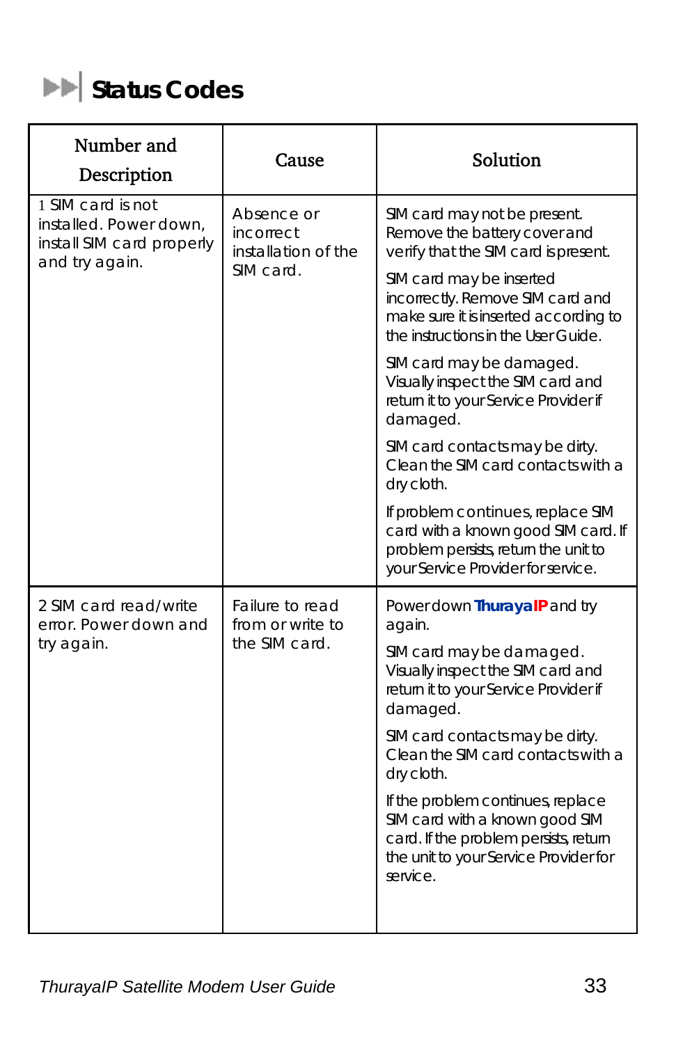## Status Codes

| Number and Description | Cause | Solution |
|---|---|---|
| 1 SIM card is not installed. Power down, install SIM card properly and try again. | Absence or incorrect installation of the SIM card. | SIM card may not be present. Remove the battery cover and verify that the SIM card is present.<br><br>SIM card may be inserted incorrectly. Remove SIM card and make sure it is inserted according to the instructions in the User Guide.<br><br>SIM card may be damaged. Visually inspect the SIM card and return it to your Service Provider if damaged.<br><br>SIM card contacts may be dirty. Clean the SIM card contacts with a dry cloth.<br><br>If problem continues, replace SIM card with a known good SIM card. If problem persists, return the unit to your Service Provider for service. |
| 2 SIM card read/write error. Power down and try again. | Failure to read from or write to the SIM card. | Power down **ThurayaIP** and try again.<br><br>SIM card may be damaged. Visually inspect the SIM card and return it to your Service Provider if damaged.<br><br>SIM card contacts may be dirty. Clean the SIM card contacts with a dry cloth.<br><br>If the problem continues, replace SIM card with a known good SIM card. If the problem persists, return the unit to your Service Provider for service. |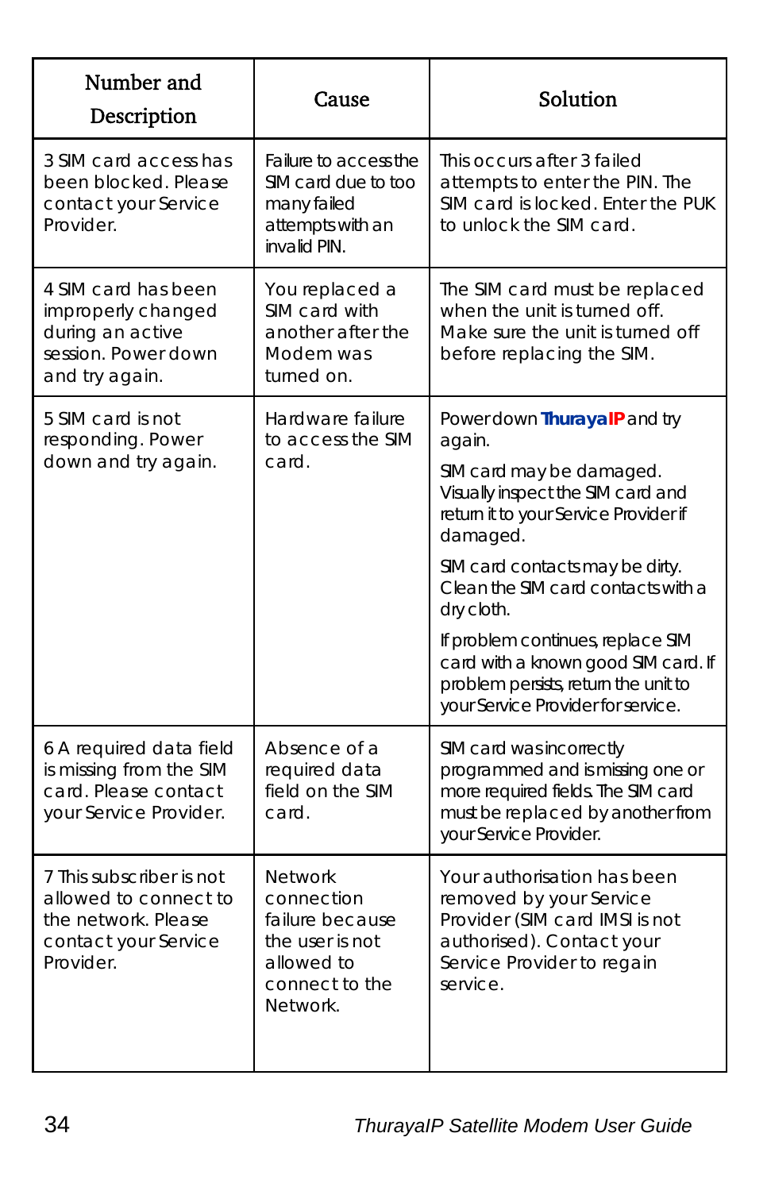| Number and Description | Cause | Solution |
|---|---|---|
| 3 SIM card access has been blocked. Please contact your Service Provider. | Failure to access the SIM card due to too many failed attempts with an invalid PIN. | This occurs after 3 failed attempts to enter the PIN. The SIM card is locked. Enter the PUK to unlock the SIM card. |
| 4 SIM card has been improperly changed during an active session. Power down and try again. | You replaced a SIM card with another after the Modem was turned on. | The SIM card must be replaced when the unit is turned off. Make sure the unit is turned off before replacing the SIM. |
| 5 SIM card is not responding. Power down and try again. | Hardware failure to access the SIM card. | Power down **ThurayaIP** and try again.<br><br>SIM card may be damaged. Visually inspect the SIM card and return it to your Service Provider if damaged.<br><br>SIM card contacts may be dirty. Clean the SIM card contacts with a dry cloth.<br><br>If problem continues, replace SIM card with a known good SIM card. If problem persists, return the unit to your Service Provider for service. |
| 6 A required data field is missing from the SIM card. Please contact your Service Provider. | Absence of a required data field on the SIM card. | SIM card was incorrectly programmed and is missing one or more required fields. The SIM card must be replaced by another from your Service Provider. |
| 7 This subscriber is not allowed to connect to the network. Please contact your Service Provider. | Network connection failure because the user is not allowed to connect to the Network. | Your authorisation has been removed by your Service Provider (SIM card IMSI is not authorised). Contact your Service Provider to regain service. |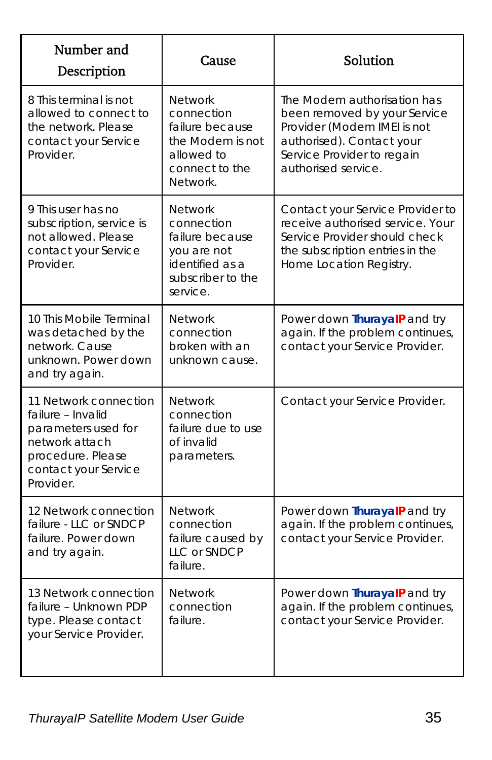| Number and Description | Cause | Solution |
|---|---|---|
| 8 This terminal is not allowed to connect to the network. Please contact your Service Provider. | Network connection failure because the Modem is not allowed to connect to the Network. | The Modem authorisation has been removed by your Service Provider (Modem IMEI is not authorised). Contact your Service Provider to regain authorised service. |
| 9 This user has no subscription, service is not allowed. Please contact your Service Provider. | Network connection failure because you are not identified as a subscriber to the service. | Contact your Service Provider to receive authorised service. Your Service Provider should check the subscription entries in the Home Location Registry. |
| 10 This Mobile Terminal was detached by the network. Cause unknown. Power down and try again. | Network connection broken with an unknown cause. | Power down **ThurayaIP** and try again. If the problem continues, contact your Service Provider. |
| 11 Network connection failure – Invalid parameters used for network attach procedure. Please contact your Service Provider. | Network connection failure due to use of invalid parameters. | Contact your Service Provider. |
| 12 Network connection failure - LLC or SNDCP failure. Power down and try again. | Network connection failure caused by LLC or SNDCP failure. | Power down **ThurayaIP** and try again. If the problem continues, contact your Service Provider. |
| 13 Network connection failure – Unknown PDP type. Please contact your Service Provider. | Network connection failure. | Power down **ThurayaIP** and try again. If the problem continues, contact your Service Provider. |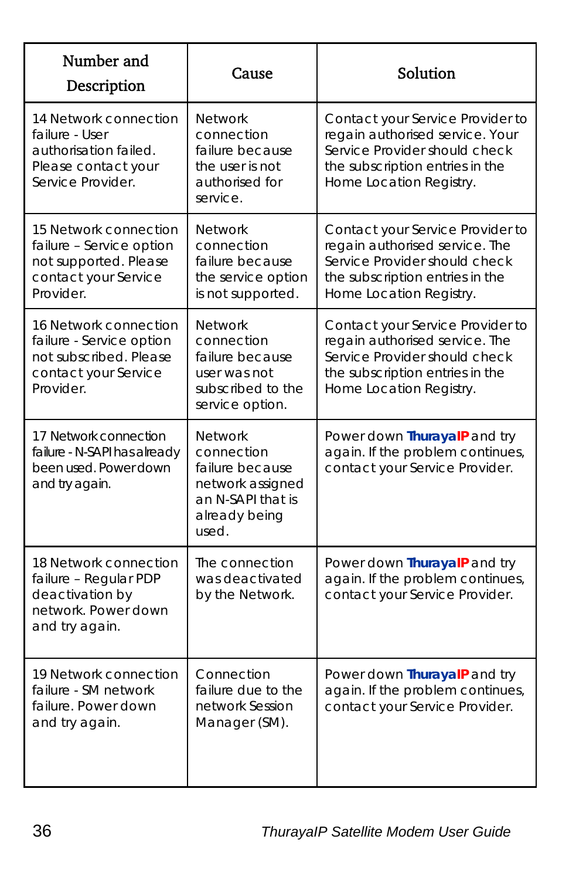| Number and Description | Cause | Solution |
|---|---|---|
| 14 Network connection failure - User authorisation failed. Please contact your Service Provider. | Network connection failure because the user is not authorised for service. | Contact your Service Provider to regain authorised service. Your Service Provider should check the subscription entries in the Home Location Registry. |
| 15 Network connection failure – Service option not supported. Please contact your Service Provider. | Network connection failure because the service option is not supported. | Contact your Service Provider to regain authorised service. The Service Provider should check the subscription entries in the Home Location Registry. |
| 16 Network connection failure - Service option not subscribed. Please contact your Service Provider. | Network connection failure because user was not subscribed to the service option. | Contact your Service Provider to regain authorised service. The Service Provider should check the subscription entries in the Home Location Registry. |
| 17 Network connection failure - N-SAPI has already been used. Power down and try again. | Network connection failure because network assigned an N-SAPI that is already being used. | Power down **ThurayaIP** and try again. If the problem continues, contact your Service Provider. |
| 18 Network connection failure – Regular PDP deactivation by network. Power down and try again. | The connection was deactivated by the Network. | Power down **ThurayaIP** and try again. If the problem continues, contact your Service Provider. |
| 19 Network connection failure - SM network failure. Power down and try again. | Connection failure due to the network Session Manager (SM). | Power down **ThurayaIP** and try again. If the problem continues, contact your Service Provider. |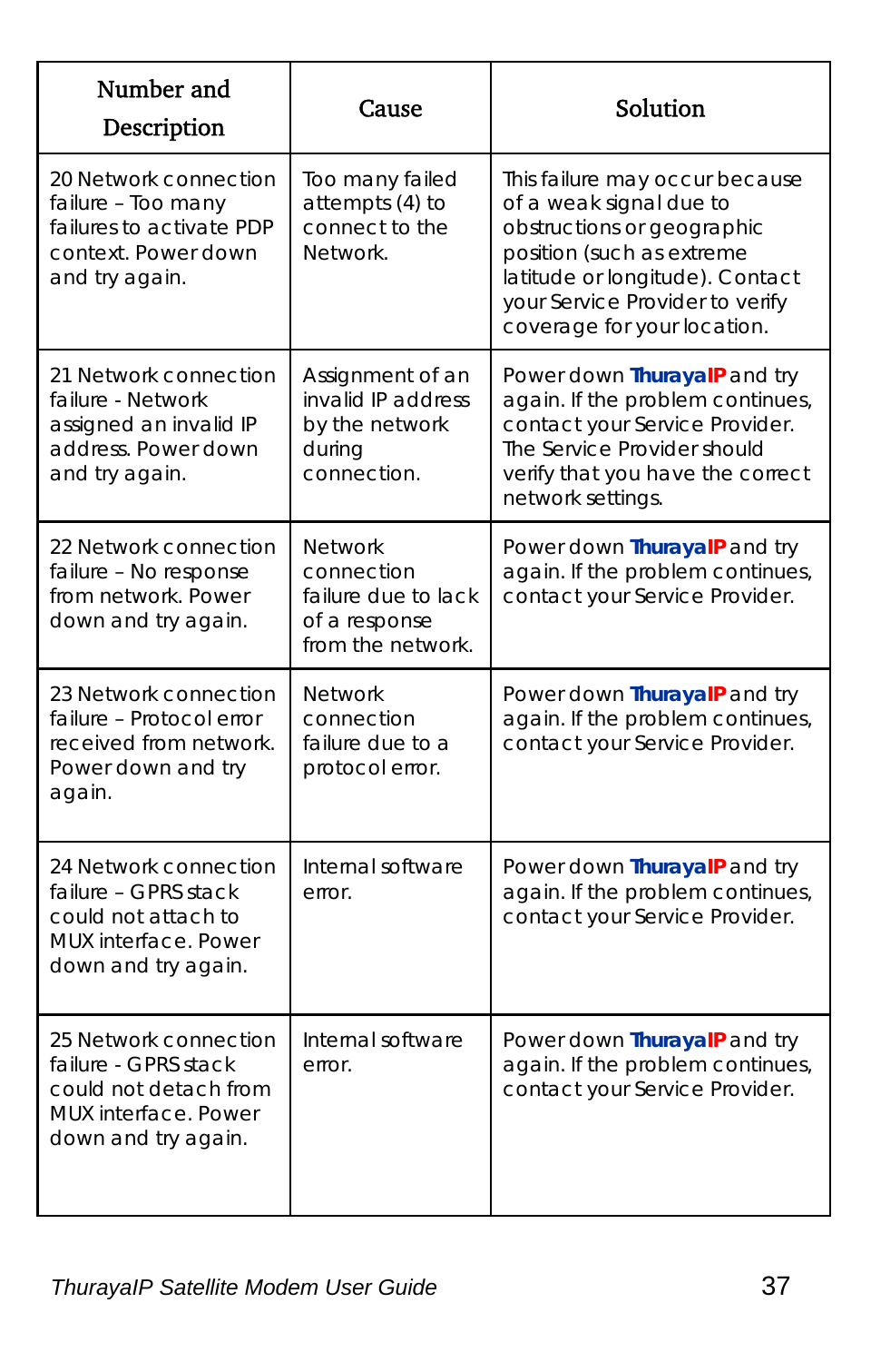| Number and Description | Cause | Solution |
|---|---|---|
| 20 Network connection failure – Too many failures to activate PDP context. Power down and try again. | Too many failed attempts (4) to connect to the Network. | This failure may occur because of a weak signal due to obstructions or geographic position (such as extreme latitude or longitude). Contact your Service Provider to verify coverage for your location. |
| 21 Network connection failure - Network assigned an invalid IP address. Power down and try again. | Assignment of an invalid IP address by the network during connection. | Power down **ThurayaIP** and try again. If the problem continues, contact your Service Provider. The Service Provider should verify that you have the correct network settings. |
| 22 Network connection failure – No response from network. Power down and try again. | Network connection failure due to lack of a response from the network. | Power down **ThurayaIP** and try again. If the problem continues, contact your Service Provider. |
| 23 Network connection failure – Protocol error received from network. Power down and try again. | Network connection failure due to a protocol error. | Power down **ThurayaIP** and try again. If the problem continues, contact your Service Provider. |
| 24 Network connection failure – GPRS stack could not attach to MUX interface. Power down and try again. | Internal software error. | Power down **ThurayaIP** and try again. If the problem continues, contact your Service Provider. |
| 25 Network connection failure - GPRS stack could not detach from MUX interface. Power down and try again. | Internal software error. | Power down **ThurayaIP** and try again. If the problem continues, contact your Service Provider. |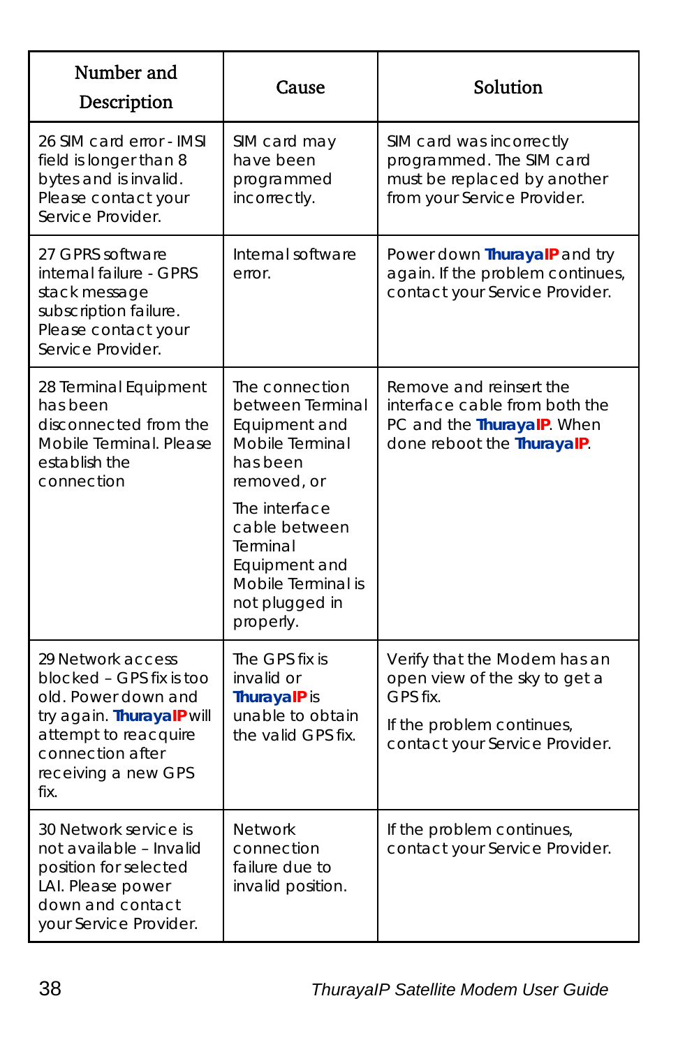| Number and Description | Cause | Solution |
|---|---|---|
| 26 SIM card error - IMSI field is longer than 8 bytes and is invalid. Please contact your Service Provider. | SIM card may have been programmed incorrectly. | SIM card was incorrectly programmed. The SIM card must be replaced by another from your Service Provider. |
| 27 GPRS software internal failure - GPRS stack message subscription failure. Please contact your Service Provider. | Internal software error. | Power down **ThurayaIP** and try again. If the problem continues, contact your Service Provider. |
| 28 Terminal Equipment has been disconnected from the Mobile Terminal. Please establish the connection | The connection between Terminal Equipment and Mobile Terminal has been removed, or<br><br>The interface cable between Terminal Equipment and Mobile Terminal is not plugged in properly. | Remove and reinsert the interface cable from both the PC and the **ThurayaIP**. When done reboot the **ThurayaIP**. |
| 29 Network access blocked – GPS fix is too old. Power down and try again. **ThurayaIP** will attempt to reacquire connection after receiving a new GPS fix. | The GPS fix is invalid or **ThurayaIP** is unable to obtain the valid GPS fix. | Verify that the Modem has an open view of the sky to get a GPS fix.<br><br>If the problem continues, contact your Service Provider. |
| 30 Network service is not available – Invalid position for selected LAI. Please power down and contact your Service Provider. | Network connection failure due to invalid position. | If the problem continues, contact your Service Provider. |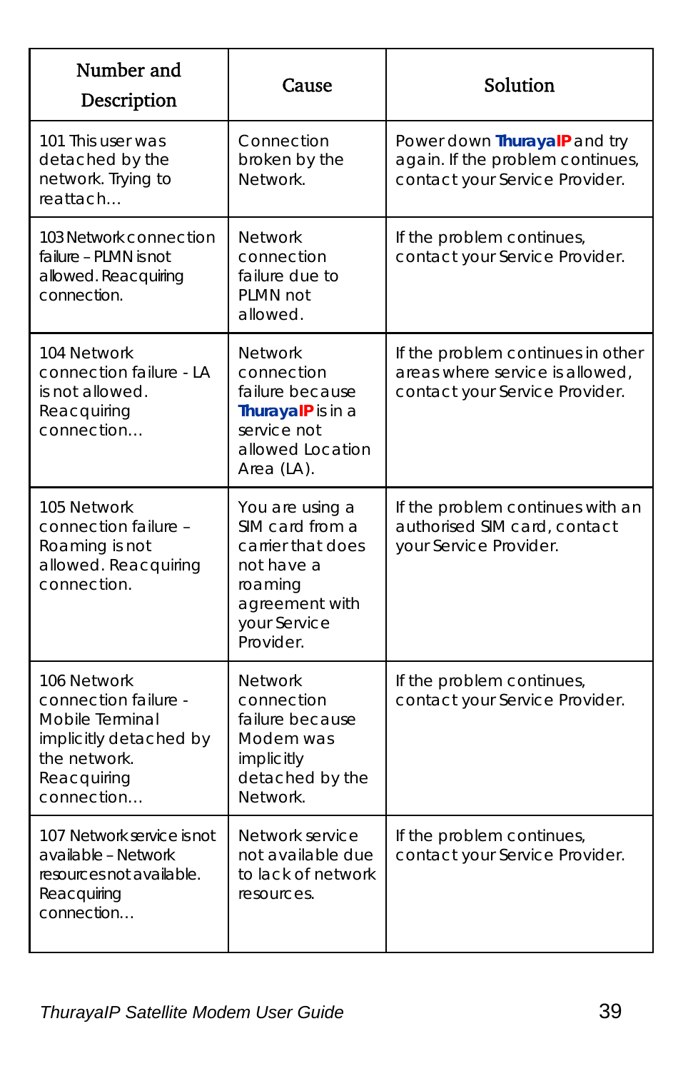| Number and Description | Cause | Solution |
| --- | --- | --- |
| 101 This user was detached by the network. Trying to reattach… | Connection broken by the Network. | Power down **ThurayaIP** and try again. If the problem continues, contact your Service Provider. |
| 103 Network connection failure – PLMN is not allowed. Reacquiring connection. | Network connection failure due to PLMN not allowed. | If the problem continues, contact your Service Provider. |
| 104 Network connection failure - LA is not allowed. Reacquiring connection… | Network connection failure because **ThurayaIP** is in a service not allowed Location Area (LA). | If the problem continues in other areas where service is allowed, contact your Service Provider. |
| 105 Network connection failure – Roaming is not allowed. Reacquiring connection. | You are using a SIM card from a carrier that does not have a roaming agreement with your Service Provider. | If the problem continues with an authorised SIM card, contact your Service Provider. |
| 106 Network connection failure - Mobile Terminal implicitly detached by the network. Reacquiring connection… | Network connection failure because Modem was implicitly detached by the Network. | If the problem continues, contact your Service Provider. |
| 107 Network service is not available – Network resources not available. Reacquiring connection… | Network service not available due to lack of network resources. | If the problem continues, contact your Service Provider. |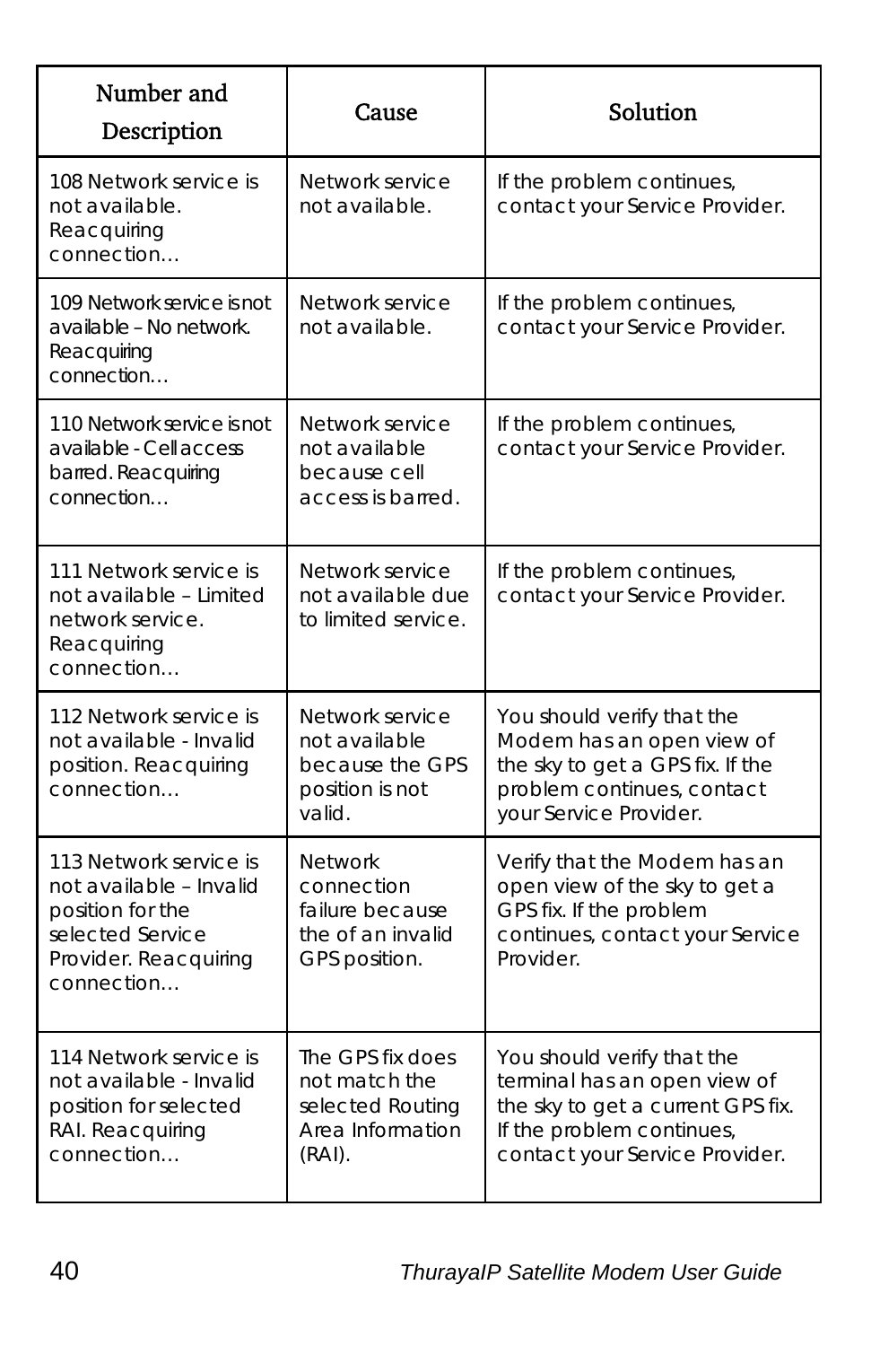| Number and Description | Cause | Solution |
| --- | --- | --- |
| 108 Network service is not available. Reacquiring connection… | Network service not available. | If the problem continues, contact your Service Provider. |
| 109 Network service is not available – No network. Reacquiring connection… | Network service not available. | If the problem continues, contact your Service Provider. |
| 110 Network service is not available - Cell access barred. Reacquiring connection… | Network service not available because cell access is barred. | If the problem continues, contact your Service Provider. |
| 111 Network service is not available – Limited network service. Reacquiring connection… | Network service not available due to limited service. | If the problem continues, contact your Service Provider. |
| 112 Network service is not available - Invalid position. Reacquiring connection… | Network service not available because the GPS position is not valid. | You should verify that the Modem has an open view of the sky to get a GPS fix. If the problem continues, contact your Service Provider. |
| 113 Network service is not available – Invalid position for the selected Service Provider. Reacquiring connection… | Network connection failure because the of an invalid GPS position. | Verify that the Modem has an open view of the sky to get a GPS fix. If the problem continues, contact your Service Provider. |
| 114 Network service is not available - Invalid position for selected RAI. Reacquiring connection… | The GPS fix does not match the selected Routing Area Information (RAI). | You should verify that the terminal has an open view of the sky to get a current GPS fix. If the problem continues, contact your Service Provider. |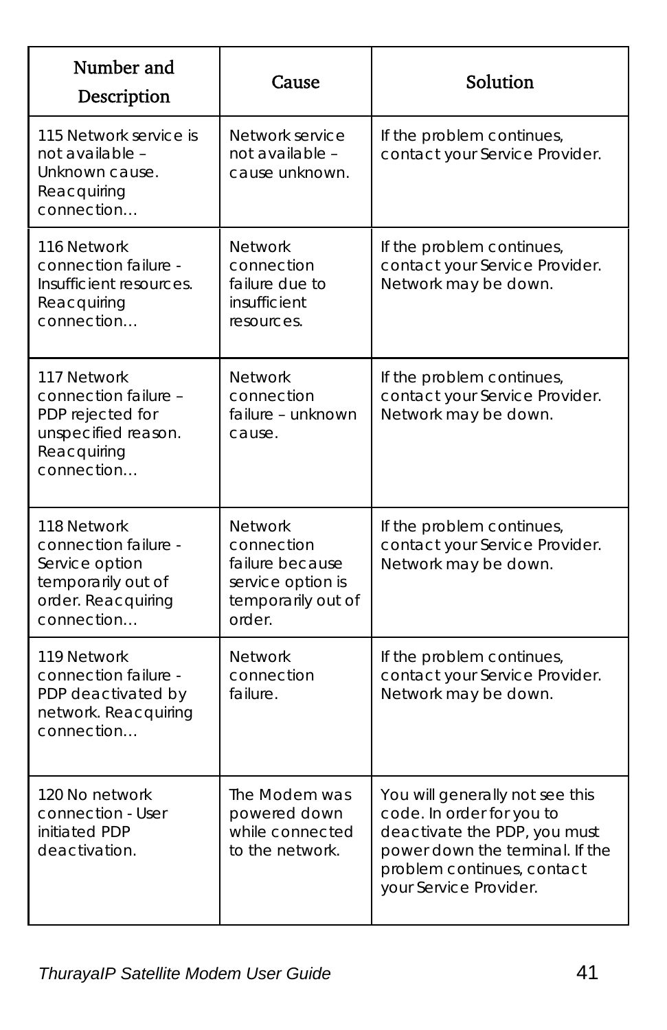| Number and Description | Cause | Solution |
|---|---|---|
| 115 Network service is not available – Unknown cause. Reacquiring connection… | Network service not available – cause unknown. | If the problem continues, contact your Service Provider. |
| 116 Network connection failure - Insufficient resources. Reacquiring connection… | Network connection failure due to insufficient resources. | If the problem continues, contact your Service Provider. Network may be down. |
| 117 Network connection failure – PDP rejected for unspecified reason. Reacquiring connection… | Network connection failure – unknown cause. | If the problem continues, contact your Service Provider. Network may be down. |
| 118 Network connection failure - Service option temporarily out of order. Reacquiring connection… | Network connection failure because service option is temporarily out of order. | If the problem continues, contact your Service Provider. Network may be down. |
| 119 Network connection failure - PDP deactivated by network. Reacquiring connection… | Network connection failure. | If the problem continues, contact your Service Provider. Network may be down. |
| 120 No network connection - User initiated PDP deactivation. | The Modem was powered down while connected to the network. | You will generally not see this code. In order for you to deactivate the PDP, you must power down the terminal. If the problem continues, contact your Service Provider. |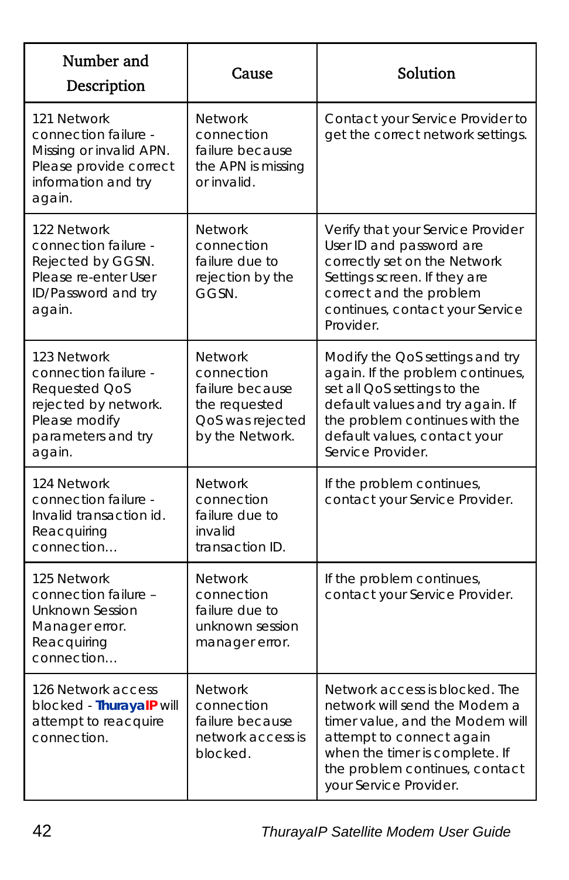| Number and Description | Cause | Solution |
|---|---|---|
| 121 Network connection failure - Missing or invalid APN. Please provide correct information and try again. | Network connection failure because the APN is missing or invalid. | Contact your Service Provider to get the correct network settings. |
| 122 Network connection failure - Rejected by GGSN. Please re-enter User ID/Password and try again. | Network connection failure due to rejection by the GGSN. | Verify that your Service Provider User ID and password are correctly set on the Network Settings screen. If they are correct and the problem continues, contact your Service Provider. |
| 123 Network connection failure - Requested QoS rejected by network. Please modify parameters and try again. | Network connection failure because the requested QoS was rejected by the Network. | Modify the QoS settings and try again. If the problem continues, set all QoS settings to the default values and try again. If the problem continues with the default values, contact your Service Provider. |
| 124 Network connection failure - Invalid transaction id. Reacquiring connection… | Network connection failure due to invalid transaction ID. | If the problem continues, contact your Service Provider. |
| 125 Network connection failure – Unknown Session Manager error. Reacquiring connection… | Network connection failure due to unknown session manager error. | If the problem continues, contact your Service Provider. |
| 126 Network access blocked - **ThurayaIP** will attempt to reacquire connection. | Network connection failure because network access is blocked. | Network access is blocked. The network will send the Modem a timer value, and the Modem will attempt to connect again when the timer is complete. If the problem continues, contact your Service Provider. |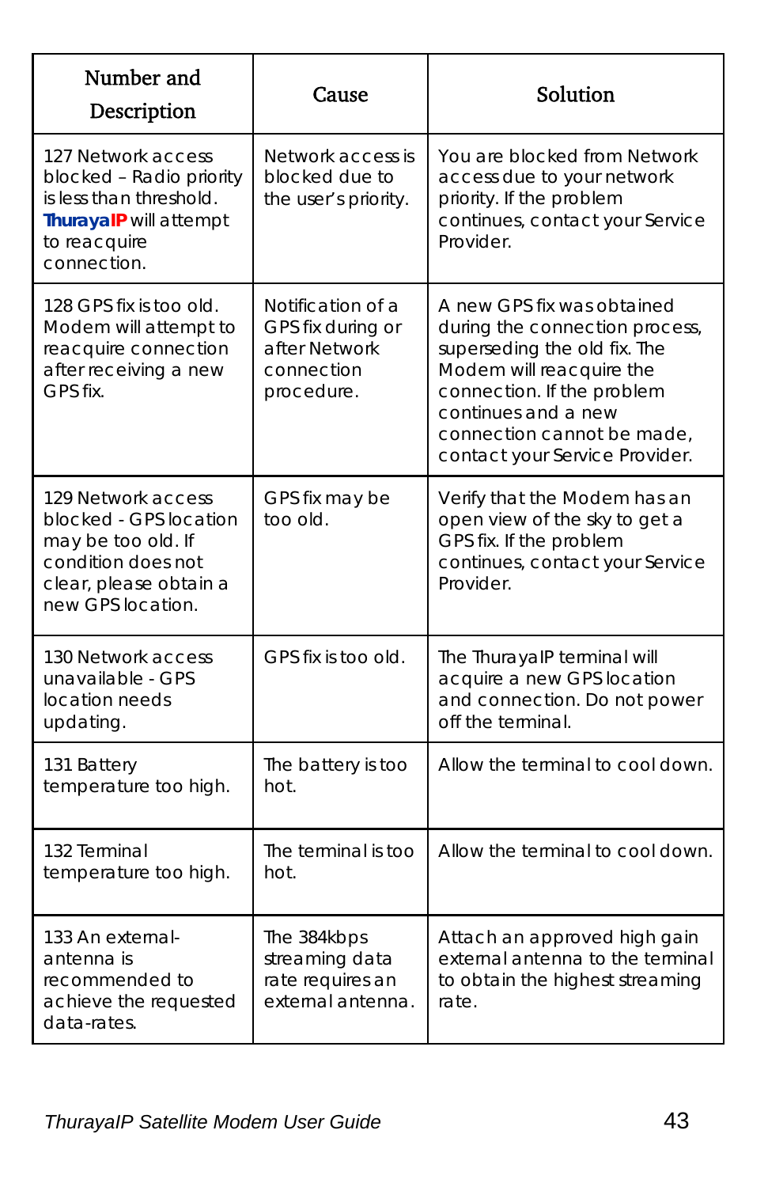| Number and Description | Cause | Solution |
|---|---|---|
| 127 Network access blocked – Radio priority is less than threshold. **ThurayaIP** will attempt to reacquire connection. | Network access is blocked due to the user's priority. | You are blocked from Network access due to your network priority. If the problem continues, contact your Service Provider. |
| 128 GPS fix is too old. Modem will attempt to reacquire connection after receiving a new GPS fix. | Notification of a GPS fix during or after Network connection procedure. | A new GPS fix was obtained during the connection process, superseding the old fix. The Modem will reacquire the connection. If the problem continues and a new connection cannot be made, contact your Service Provider. |
| 129 Network access blocked - GPS location may be too old. If condition does not clear, please obtain a new GPS location. | GPS fix may be too old. | Verify that the Modem has an open view of the sky to get a GPS fix. If the problem continues, contact your Service Provider. |
| 130 Network access unavailable - GPS location needs updating. | GPS fix is too old. | The ThurayaIP terminal will acquire a new GPS location and connection. Do not power off the terminal. |
| 131 Battery temperature too high. | The battery is too hot. | Allow the terminal to cool down. |
| 132 Terminal temperature too high. | The terminal is too hot. | Allow the terminal to cool down. |
| 133 An external-antenna is recommended to achieve the requested data-rates. | The 384kbps streaming data rate requires an external antenna. | Attach an approved high gain external antenna to the terminal to obtain the highest streaming rate. |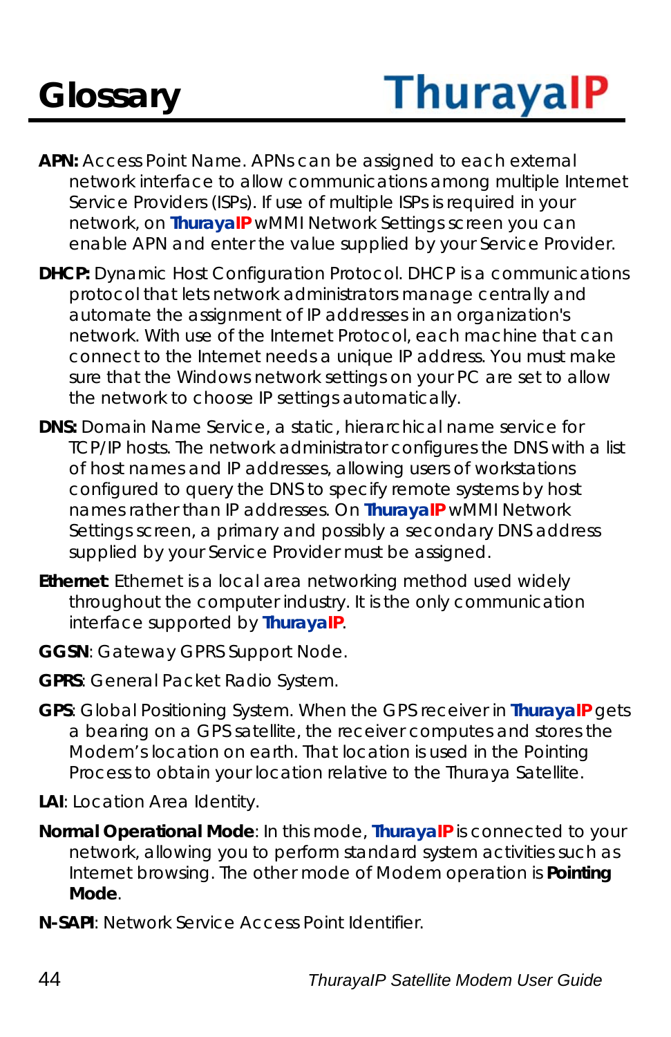# Glossary

**APN:** Access Point Name. APNs can be assigned to each external network interface to allow communications among multiple Internet Service Providers (ISPs). If use of multiple ISPs is required in your network, on **ThurayaIP** wMMI Network Settings screen you can enable APN and enter the value supplied by your Service Provider.

**DHCP:** Dynamic Host Configuration Protocol. DHCP is a communications protocol that lets network administrators manage centrally and automate the assignment of IP addresses in an organization's network. With use of the Internet Protocol, each machine that can connect to the Internet needs a unique IP address. You must make sure that the Windows network settings on your PC are set to allow the network to choose IP settings automatically.

**DNS:** Domain Name Service, a static, hierarchical name service for TCP/IP hosts. The network administrator configures the DNS with a list of host names and IP addresses, allowing users of workstations configured to query the DNS to specify remote systems by host names rather than IP addresses. On **ThurayaIP** wMMI Network Settings screen, a primary and possibly a secondary DNS address supplied by your Service Provider must be assigned.

**Ethernet**: Ethernet is a local area networking method used widely throughout the computer industry. It is the only communication interface supported by **ThurayaIP**.

**GGSN**: Gateway GPRS Support Node.

**GPRS**: General Packet Radio System.

**GPS**: Global Positioning System. When the GPS receiver in **ThurayaIP** gets a bearing on a GPS satellite, the receiver computes and stores the Modem's location on earth. That location is used in the Pointing Process to obtain your location relative to the Thuraya Satellite.

**LAI**: Location Area Identity.

**Normal Operational Mode**: In this mode, **ThurayaIP** is connected to your network, allowing you to perform standard system activities such as Internet browsing. The other mode of Modem operation is **Pointing Mode**.

**N-SAPI**: Network Service Access Point Identifier.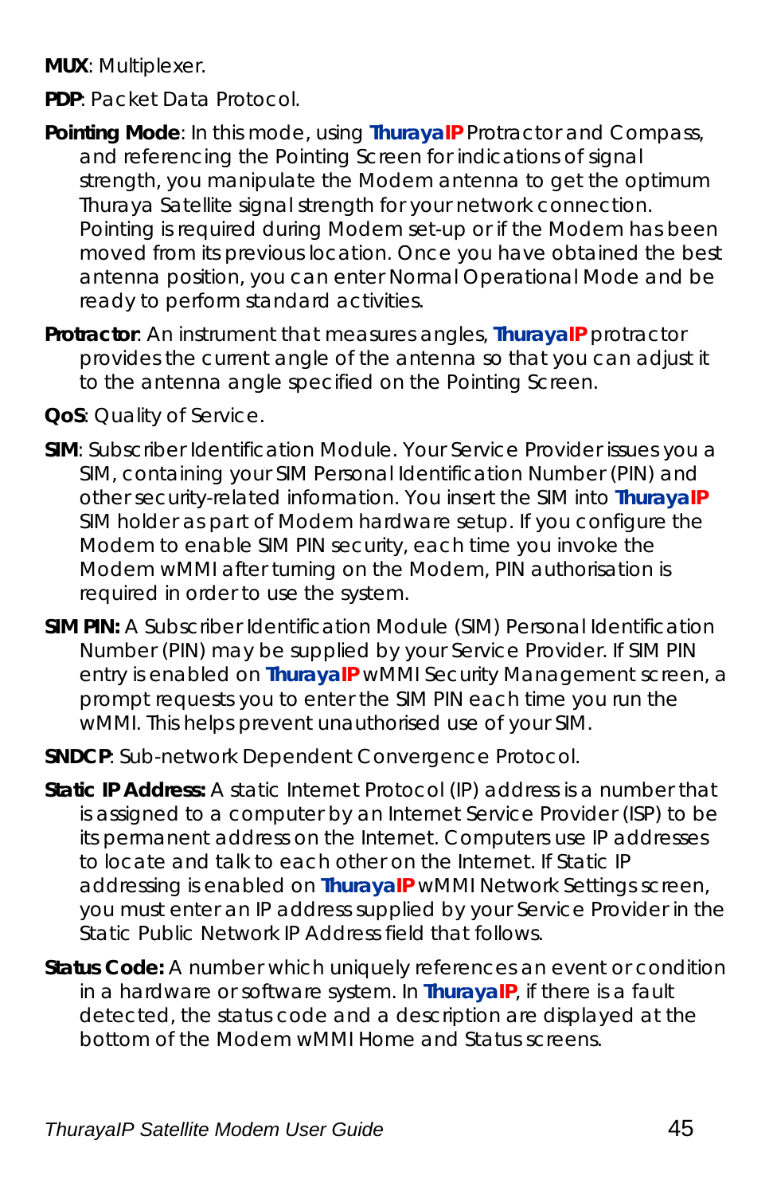**MUX**: Multiplexer.

**PDP**: Packet Data Protocol.

**Pointing Mode**: In this mode, using **ThurayaIP** Protractor and Compass, and referencing the Pointing Screen for indications of signal strength, you manipulate the Modem antenna to get the optimum Thuraya Satellite signal strength for your network connection. Pointing is required during Modem set-up or if the Modem has been moved from its previous location. Once you have obtained the best antenna position, you can enter Normal Operational Mode and be ready to perform standard activities.

**Protractor**: An instrument that measures angles, **ThurayaIP** protractor provides the current angle of the antenna so that you can adjust it to the antenna angle specified on the Pointing Screen.

**QoS**: Quality of Service.

**SIM**: Subscriber Identification Module. Your Service Provider issues you a SIM, containing your SIM Personal Identification Number (PIN) and other security-related information. You insert the SIM into **ThurayaIP** SIM holder as part of Modem hardware setup. If you configure the Modem to enable SIM PIN security, each time you invoke the Modem wMMI after turning on the Modem, PIN authorisation is required in order to use the system.

**SIM PIN:** A Subscriber Identification Module (SIM) Personal Identification Number (PIN) may be supplied by your Service Provider. If SIM PIN entry is enabled on **ThurayaIP** wMMI Security Management screen, a prompt requests you to enter the SIM PIN each time you run the wMMI. This helps prevent unauthorised use of your SIM.

**SNDCP**: Sub-network Dependent Convergence Protocol.

**Static IP Address:** A static Internet Protocol (IP) address is a number that is assigned to a computer by an Internet Service Provider (ISP) to be its permanent address on the Internet. Computers use IP addresses to locate and talk to each other on the Internet. If Static IP addressing is enabled on **ThurayaIP** wMMI Network Settings screen, you must enter an IP address supplied by your Service Provider in the Static Public Network IP Address field that follows.

**Status Code:** A number which uniquely references an event or condition in a hardware or software system. In **ThurayaIP**, if there is a fault detected, the status code and a description are displayed at the bottom of the Modem wMMI Home and Status screens.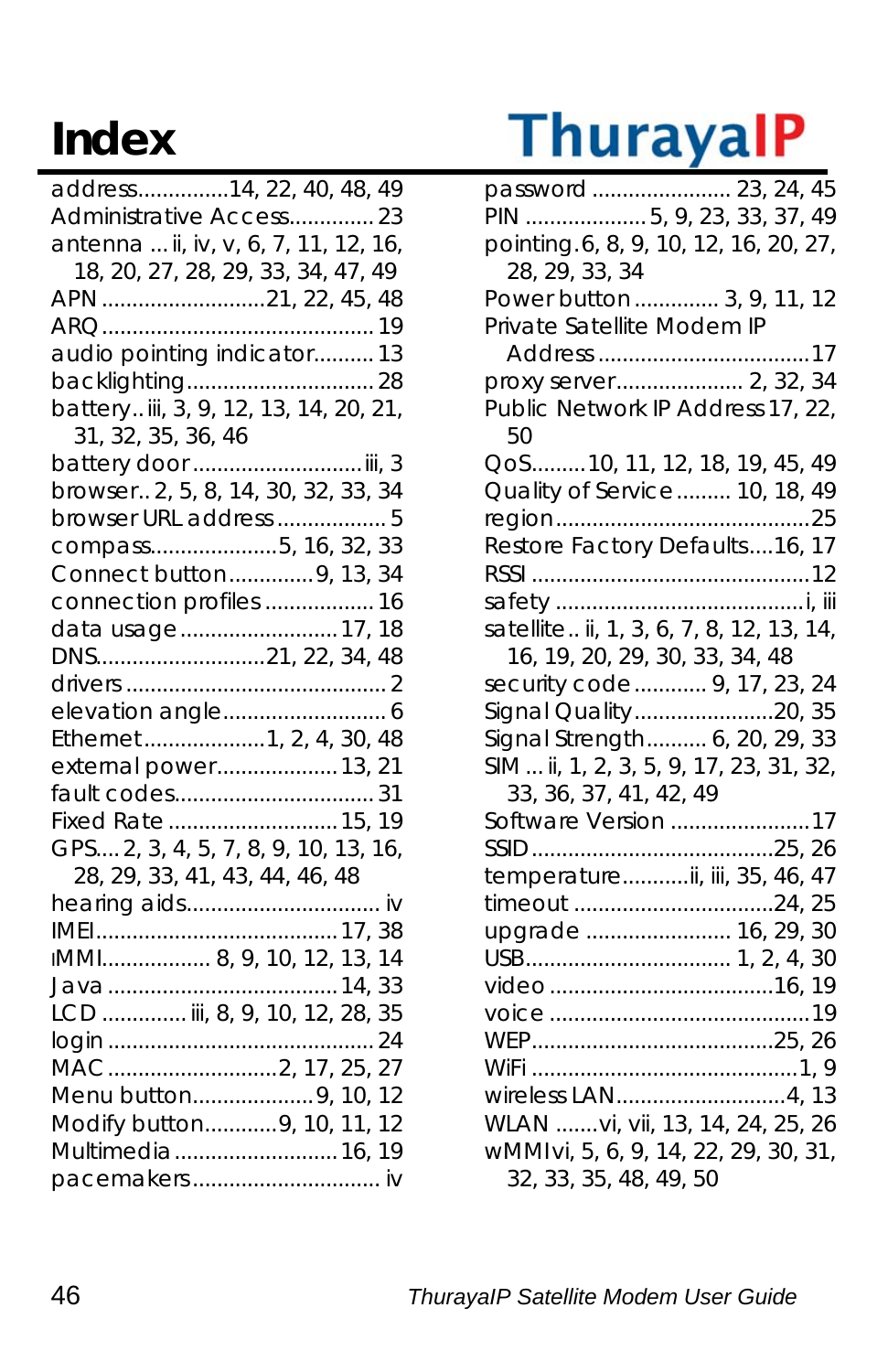# Index

address..............14, 22, 40, 48, 49
Administrative Access............. 23
antenna ... ii, iv, v, 6, 7, 11, 12, 16, 18, 20, 27, 28, 29, 33, 34, 47, 49
APN ..........................21, 22, 45, 48
ARQ ............................................ 19
audio pointing indicator.......... 13
backlighting.............................. 28
battery.. iii, 3, 9, 12, 13, 14, 20, 21, 31, 32, 35, 36, 46
battery door ........................... iii, 3
browser.. 2, 5, 8, 14, 30, 32, 33, 34
browser URL address ................. 5
compass....................5, 16, 32, 33
Connect button.............9, 13, 34
connection profiles ................. 16
data usage .........................17, 18
DNS...........................21, 22, 34, 48
drivers .......................................... 2
elevation angle.......................... 6
Ethernet...................1, 2, 4, 30, 48
external power...................13, 21
fault codes................................ 31
Fixed Rate ...........................15, 19
GPS.... 2, 3, 4, 5, 7, 8, 9, 10, 13, 16, 28, 29, 33, 41, 43, 44, 46, 48
hearing aids............................... iv
IMEI.......................................17, 38
iMMI................. 8, 9, 10, 12, 13, 14
Java ....................................14, 33
LCD ............. iii, 8, 9, 10, 12, 28, 35
login .......................................... 24
MAC ...........................2, 17, 25, 27
Menu button...................9, 10, 12
Modify button...........9, 10, 11, 12
Multimedia ..........................16, 19
pacemakers .............................. iv
password ...................... 23, 24, 45
PIN ................... 5, 9, 23, 33, 37, 49
pointing.6, 8, 9, 10, 12, 16, 20, 27, 28, 29, 33, 34
Power button ............. 3, 9, 11, 12
Private Satellite Modem IP Address ..................................17
proxy server.................... 2, 32, 34
Public Network IP Address 17, 22, 50
QoS.........10, 11, 12, 18, 19, 45, 49
Quality of Service ......... 10, 18, 49
region.........................................25
Restore Factory Defaults....16, 17
RSSI ............................................12
safety .......................................i, iii
satellite .. ii, 1, 3, 6, 7, 8, 12, 13, 14, 16, 19, 20, 29, 30, 33, 34, 48
security code ........... 9, 17, 23, 24
Signal Quality.......................20, 35
Signal Strength.......... 6, 20, 29, 33
SIM ... ii, 1, 2, 3, 5, 9, 17, 23, 31, 32, 33, 36, 37, 41, 42, 49
Software Version ......................17
SSID.......................................25, 26
temperature...........ii, iii, 35, 46, 47
timeout ................................24, 25
upgrade ....................... 16, 29, 30
USB.................................. 1, 2, 4, 30
video ...................................16, 19
voice ..........................................19
WEP.......................................25, 26
WiFi ..........................................1, 9
wireless LAN...........................4, 13
WLAN .......vi, vii, 13, 14, 24, 25, 26
wMMIvi, 5, 6, 9, 14, 22, 29, 30, 31, 32, 33, 35, 48, 49, 50